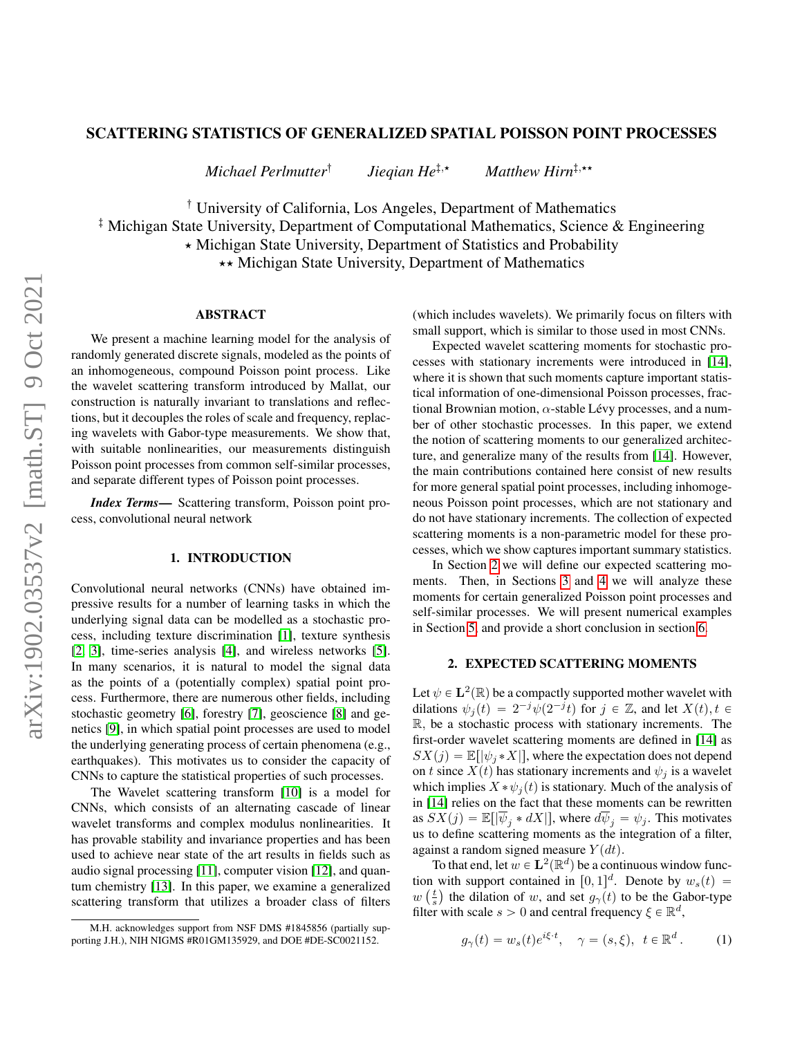# SCATTERING STATISTICS OF GENERALIZED SPATIAL POISSON POINT PROCESSES

*Michael Perlmutter*[†] *Jieqian He*[‡,⋆] *Matthew Hirn*[‡,⋆⋆]

[†] University of California, Los Angeles, Department of Mathematics
[‡] Michigan State University, Department of Computational Mathematics, Science & Engineering
[⋆] Michigan State University, Department of Statistics and Probability
[⋆⋆] Michigan State University, Department of Mathematics

## ABSTRACT

We present a machine learning model for the analysis of randomly generated discrete signals, modeled as the points of an inhomogeneous, compound Poisson point process. Like the wavelet scattering transform introduced by Mallat, our construction is naturally invariant to translations and reflections, but it decouples the roles of scale and frequency, replacing wavelets with Gabor-type measurements. We show that, with suitable nonlinearities, our measurements distinguish Poisson point processes from common self-similar processes, and separate different types of Poisson point processes.

***Index Terms*—** Scattering transform, Poisson point process, convolutional neural network

## 1. INTRODUCTION

Convolutional neural networks (CNNs) have obtained impressive results for a number of learning tasks in which the underlying signal data can be modelled as a stochastic process, including texture discrimination [1], texture synthesis [2, 3], time-series analysis [4], and wireless networks [5]. In many scenarios, it is natural to model the signal data as the points of a (potentially complex) spatial point process. Furthermore, there are numerous other fields, including stochastic geometry [6], forestry [7], geoscience [8] and genetics [9], in which spatial point processes are used to model the underlying generating process of certain phenomena (e.g., earthquakes). This motivates us to consider the capacity of CNNs to capture the statistical properties of such processes.

The Wavelet scattering transform [10] is a model for CNNs, which consists of an alternating cascade of linear wavelet transforms and complex modulus nonlinearities. It has provable stability and invariance properties and has been used to achieve near state of the art results in fields such as audio signal processing [11], computer vision [12], and quantum chemistry [13]. In this paper, we examine a generalized scattering transform that utilizes a broader class of filters (which includes wavelets). We primarily focus on filters with small support, which is similar to those used in most CNNs.

Expected wavelet scattering moments for stochastic processes with stationary increments were introduced in [14], where it is shown that such moments capture important statistical information of one-dimensional Poisson processes, fractional Brownian motion, $\alpha$-stable Lévy processes, and a number of other stochastic processes. In this paper, we extend the notion of scattering moments to our generalized architecture, and generalize many of the results from [14]. However, the main contributions contained here consist of new results for more general spatial point processes, including inhomogeneous Poisson point processes, which are not stationary and do not have stationary increments. The collection of expected scattering moments is a non-parametric model for these processes, which we show captures important summary statistics.

In Section 2 we will define our expected scattering moments. Then, in Sections 3 and 4 we will analyze these moments for certain generalized Poisson point processes and self-similar processes. We will present numerical examples in Section 5, and provide a short conclusion in section 6.

## 2. EXPECTED SCATTERING MOMENTS

Let $\psi \in \mathbf{L}^2(\mathbb{R})$ be a compactly supported mother wavelet with dilations $\psi_j(t) = 2^{-j}\psi(2^{-j}t)$ for $j \in \mathbb{Z}$, and let $X(t), t \in \mathbb{R}$, be a stochastic process with stationary increments. The first-order wavelet scattering moments are defined in [14] as $SX(j) = \mathbb{E}[|\psi_j * X|]$, where the expectation does not depend on $t$ since $X(t)$ has stationary increments and $\psi_j$ is a wavelet which implies $X * \psi_j(t)$ is stationary. Much of the analysis of in [14] relies on the fact that these moments can be rewritten as $SX(j) = \mathbb{E}[|\overline{\psi}_j * dX|]$, where $d\overline{\psi}_j = \psi_j$. This motivates us to define scattering moments as the integration of a filter, against a random signed measure $Y(dt)$.

To that end, let $w \in \mathbf{L}^2(\mathbb{R}^d)$ be a continuous window function with support contained in $[0, 1]^d$. Denote by $w_s(t) = w\left(\frac{t}{s}\right)$ the dilation of $w$, and set $g_\gamma(t)$ to be the Gabor-type filter with scale $s > 0$ and central frequency $\xi \in \mathbb{R}^d$,

$$g_\gamma(t) = w_s(t)e^{i\xi \cdot t}, \quad \gamma = (s, \xi), \quad t \in \mathbb{R}^d \,. \tag{1}$$

M.H. acknowledges support from NSF DMS #1845856 (partially supporting J.H.), NIH NIGMS #R01GM135929, and DOE #DE-SC0021152.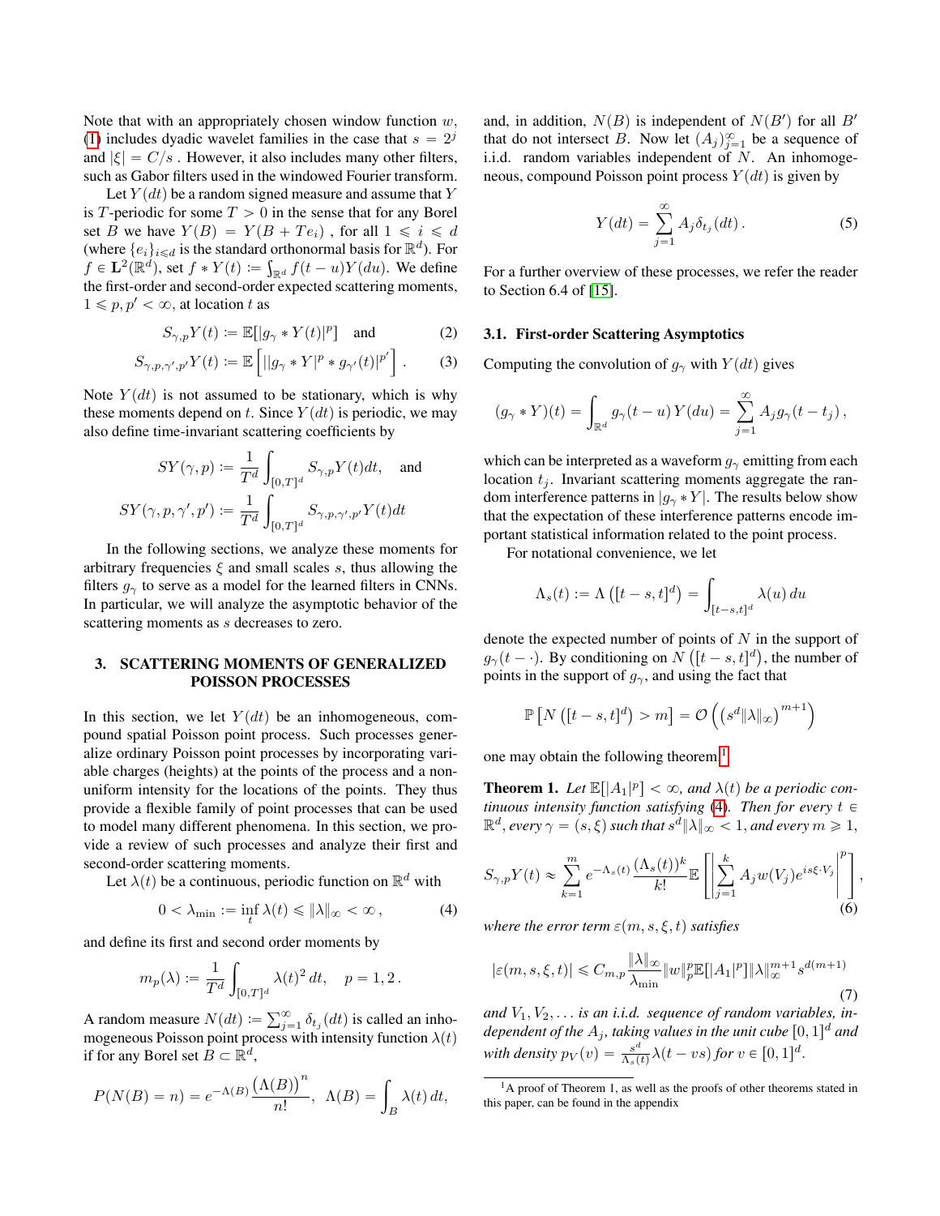Note that with an appropriately chosen window function $w$, (1) includes dyadic wavelet families in the case that $s = 2^j$ and $|\xi| = C/s$ . However, it also includes many other filters, such as Gabor filters used in the windowed Fourier transform.

Let $Y(dt)$ be a random signed measure and assume that $Y$ is $T$-periodic for some $T > 0$ in the sense that for any Borel set $B$ we have $Y(B) = Y(B + Te_i)$ , for all $1 \leqslant i \leqslant d$ (where $\{e_i\}_{i \leqslant d}$ is the standard orthonormal basis for $\mathbb{R}^d$). For $f \in \mathbf{L}^2(\mathbb{R}^d)$, set $f * Y(t) := \int_{\mathbb{R}^d} f(t-u)Y(du)$. We define the first-order and second-order expected scattering moments, $1 \leqslant p, p' < \infty$, at location $t$ as

$$S_{\gamma,p}Y(t) := \mathbb{E}[|g_\gamma * Y(t)|^p] \quad \text{and} \tag{2}$$

$$S_{\gamma,p,\gamma',p'}Y(t) := \mathbb{E}\left[||g_\gamma * Y|^p * g_{\gamma'}(t)|^{p'}\right] . \tag{3}$$

Note $Y(dt)$ is not assumed to be stationary, which is why these moments depend on $t$. Since $Y(dt)$ is periodic, we may also define time-invariant scattering coefficients by

$$SY(\gamma, p) := \frac{1}{T^d}\int_{[0,T]^d} S_{\gamma,p}Y(t)dt, \quad \text{and}$$

$$SY(\gamma, p, \gamma', p') := \frac{1}{T^d}\int_{[0,T]^d} S_{\gamma,p,\gamma',p'}Y(t)dt$$

In the following sections, we analyze these moments for arbitrary frequencies $\xi$ and small scales $s$, thus allowing the filters $g_\gamma$ to serve as a model for the learned filters in CNNs. In particular, we will analyze the asymptotic behavior of the scattering moments as $s$ decreases to zero.

## 3. SCATTERING MOMENTS OF GENERALIZED POISSON PROCESSES

In this section, we let $Y(dt)$ be an inhomogeneous, compound spatial Poisson point process. Such processes generalize ordinary Poisson point processes by incorporating variable charges (heights) at the points of the process and a non-uniform intensity for the locations of the points. They thus provide a flexible family of point processes that can be used to model many different phenomena. In this section, we provide a review of such processes and analyze their first and second-order scattering moments.

Let $\lambda(t)$ be a continuous, periodic function on $\mathbb{R}^d$ with

$$0 < \lambda_{\min} := \inf_t \lambda(t) \leqslant \|\lambda\|_\infty < \infty \,, \tag{4}$$

and define its first and second order moments by

$$m_p(\lambda) := \frac{1}{T^d}\int_{[0,T]^d} \lambda(t)^2\, dt, \quad p = 1, 2\,.$$

A random measure $N(dt) := \sum_{j=1}^\infty \delta_{t_j}(dt)$ is called an inhomogeneous Poisson point process with intensity function $\lambda(t)$ if for any Borel set $B \subset \mathbb{R}^d$,

$$P(N(B) = n) = e^{-\Lambda(B)}\frac{\left(\Lambda(B)\right)^n}{n!},\ \ \Lambda(B) = \int_B \lambda(t)\, dt,$$

and, in addition, $N(B)$ is independent of $N(B')$ for all $B'$ that do not intersect $B$. Now let $(A_j)_{j=1}^\infty$ be a sequence of i.i.d. random variables independent of $N$. An inhomogeneous, compound Poisson point process $Y(dt)$ is given by

$$Y(dt) = \sum_{j=1}^\infty A_j \delta_{t_j}(dt)\,. \tag{5}$$

For a further overview of these processes, we refer the reader to Section 6.4 of [15].

### 3.1. First-order Scattering Asymptotics

Computing the convolution of $g_\gamma$ with $Y(dt)$ gives

$$(g_\gamma * Y)(t) = \int_{\mathbb{R}^d} g_\gamma(t-u)\, Y(du) = \sum_{j=1}^\infty A_j g_\gamma(t - t_j)\,,$$

which can be interpreted as a waveform $g_\gamma$ emitting from each location $t_j$. Invariant scattering moments aggregate the random interference patterns in $|g_\gamma * Y|$. The results below show that the expectation of these interference patterns encode important statistical information related to the point process.

For notational convenience, we let

$$\Lambda_s(t) := \Lambda\left([t-s,t]^d\right) = \int_{[t-s,t]^d} \lambda(u)\, du$$

denote the expected number of points of $N$ in the support of $g_\gamma(t - \cdot)$. By conditioning on $N\left([t-s,t]^d\right)$, the number of points in the support of $g_\gamma$, and using the fact that

$$\mathbb{P}\left[N\left([t-s,t]^d\right) > m\right] = \mathcal{O}\left(\left(s^d\|\lambda\|_\infty\right)^{m+1}\right)$$

one may obtain the following theorem.[1]

**Theorem 1.** *Let $\mathbb{E}[|A_1|^p] < \infty$, and $\lambda(t)$ be a periodic continuous intensity function satisfying (4). Then for every $t \in \mathbb{R}^d$, every $\gamma = (s,\xi)$ such that $s^d\|\lambda\|_\infty < 1$, and every $m \geqslant 1$,*

$$S_{\gamma,p}Y(t) \approx \sum_{k=1}^m e^{-\Lambda_s(t)}\frac{(\Lambda_s(t))^k}{k!}\mathbb{E}\left[\left|\sum_{j=1}^k A_j w(V_j)e^{is\xi\cdot V_j}\right|^p\right], \tag{6}$$

*where the error term $\varepsilon(m,s,\xi,t)$ satisfies*

$$|\varepsilon(m,s,\xi,t)| \leqslant C_{m,p}\frac{\|\lambda\|_\infty}{\lambda_{\min}}\|w\|_p^p\mathbb{E}[|A_1|^p]\|\lambda\|_\infty^{m+1}s^{d(m+1)} \tag{7}$$

*and $V_1, V_2, \ldots$ is an i.i.d. sequence of random variables, independent of the $A_j$, taking values in the unit cube $[0,1]^d$ and with density $p_V(v) = \frac{s^d}{\Lambda_s(t)}\lambda(t - vs)$ for $v \in [0,1]^d$.*

[1] A proof of Theorem 1, as well as the proofs of other theorems stated in this paper, can be found in the appendix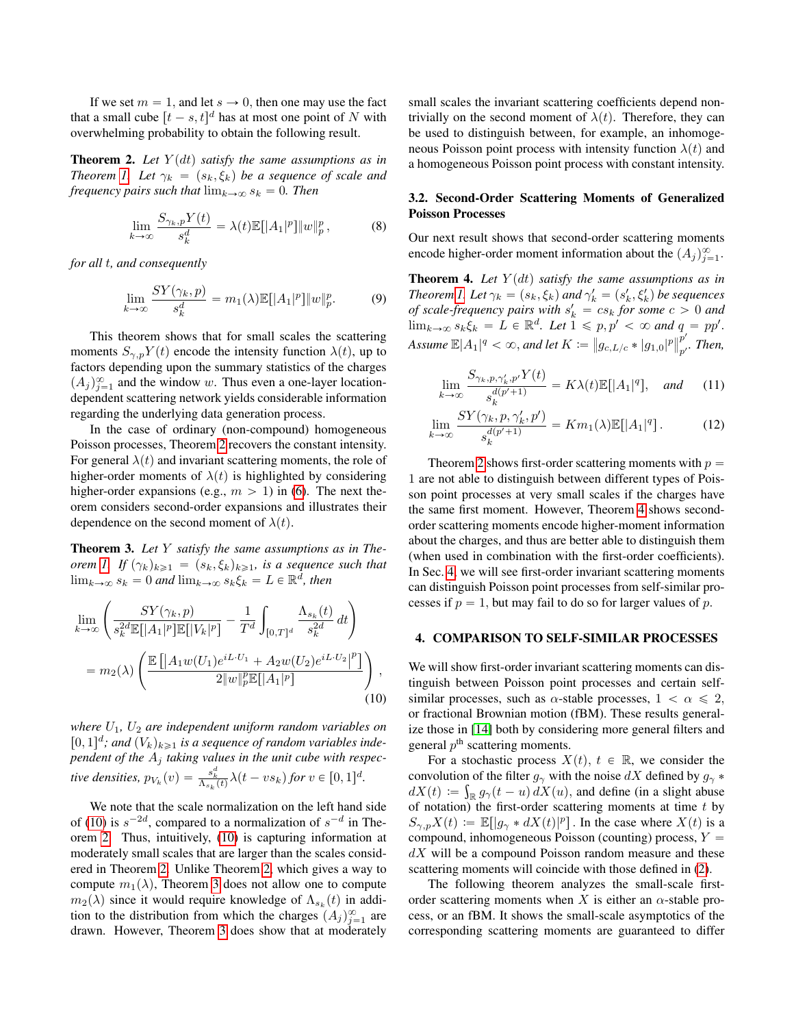If we set $m = 1$, and let $s \to 0$, then one may use the fact that a small cube $[t-s, t]^d$ has at most one point of $N$ with overwhelming probability to obtain the following result.

**Theorem 2.** *Let $Y(dt)$ satisfy the same assumptions as in Theorem 1. Let $\gamma_k = (s_k, \xi_k)$ be a sequence of scale and frequency pairs such that $\lim_{k\to\infty} s_k = 0$. Then*

$$\lim_{k\to\infty} \frac{S_{\gamma_k,p}Y(t)}{s_k^d} = \lambda(t)\mathbb{E}[|A_1|^p]\|w\|_p^p\,, \tag{8}$$

*for all $t$, and consequently*

$$\lim_{k\to\infty} \frac{SY(\gamma_k, p)}{s_k^d} = m_1(\lambda)\mathbb{E}[|A_1|^p]\|w\|_p^p. \tag{9}$$

This theorem shows that for small scales the scattering moments $S_{\gamma,p}Y(t)$ encode the intensity function $\lambda(t)$, up to factors depending upon the summary statistics of the charges $(A_j)_{j=1}^\infty$ and the window $w$. Thus even a one-layer location-dependent scattering network yields considerable information regarding the underlying data generation process.

In the case of ordinary (non-compound) homogeneous Poisson processes, Theorem 2 recovers the constant intensity. For general $\lambda(t)$ and invariant scattering moments, the role of higher-order moments of $\lambda(t)$ is highlighted by considering higher-order expansions (e.g., $m > 1$) in (6). The next theorem considers second-order expansions and illustrates their dependence on the second moment of $\lambda(t)$.

**Theorem 3.** *Let $Y$ satisfy the same assumptions as in Theorem 1. If $(\gamma_k)_{k\geqslant 1} = (s_k, \xi_k)_{k\geqslant 1}$, is a sequence such that $\lim_{k\to\infty} s_k = 0$ and $\lim_{k\to\infty} s_k\xi_k = L \in \mathbb{R}^d$, then*

$$\lim_{k\to\infty}\left(\frac{SY(\gamma_k,p)}{s_k^{2d}\mathbb{E}[|A_1|^p]\mathbb{E}[|V_k|^p]} - \frac{1}{T^d}\int_{[0,T]^d}\frac{\Lambda_{s_k}(t)}{s_k^{2d}}\,dt\right)$$
$$= m_2(\lambda)\left(\frac{\mathbb{E}\left[\left|A_1 w(U_1)e^{iL\cdot U_1} + A_2 w(U_2)e^{iL\cdot U_2}\right|^p\right]}{2\|w\|_p^p\mathbb{E}[|A_1|^p]}\right), \tag{10}$$

*where $U_1$, $U_2$ are independent uniform random variables on $[0,1]^d$; and $(V_k)_{k\geqslant 1}$ is a sequence of random variables independent of the $A_j$ taking values in the unit cube with respective densities, $p_{V_k}(v) = \frac{s_k^d}{\Lambda_{s_k}(t)}\lambda(t - vs_k)$ for $v \in [0,1]^d$.*

We note that the scale normalization on the left hand side of (10) is $s^{-2d}$, compared to a normalization of $s^{-d}$ in Theorem 2. Thus, intuitively, (10) is capturing information at moderately small scales that are larger than the scales considered in Theorem 2. Unlike Theorem 2, which gives a way to compute $m_1(\lambda)$, Theorem 3 does not allow one to compute $m_2(\lambda)$ since it would require knowledge of $\Lambda_{s_k}(t)$ in addition to the distribution from which the charges $(A_j)_{j=1}^\infty$ are drawn. However, Theorem 3 does show that at moderately small scales the invariant scattering coefficients depend non-trivially on the second moment of $\lambda(t)$. Therefore, they can be used to distinguish between, for example, an inhomogeneous Poisson point process with intensity function $\lambda(t)$ and a homogeneous Poisson point process with constant intensity.

### 3.2. Second-Order Scattering Moments of Generalized Poisson Processes

Our next result shows that second-order scattering moments encode higher-order moment information about the $(A_j)_{j=1}^\infty$.

**Theorem 4.** *Let $Y(dt)$ satisfy the same assumptions as in Theorem 1. Let $\gamma_k = (s_k, \xi_k)$ and $\gamma_k' = (s_k', \xi_k')$ be sequences of scale-frequency pairs with $s_k' = cs_k$ for some $c > 0$ and $\lim_{k\to\infty} s_k\xi_k = L \in \mathbb{R}^d$. Let $1 \leqslant p, p' < \infty$ and $q = pp'$. Assume $\mathbb{E}|A_1|^q < \infty$, and let $K := \left\|g_{c,L/c} * |g_{1,0}|^p\right\|_{p'}^{p'}$. Then,*

$$\lim_{k\to\infty}\frac{S_{\gamma_k,p,\gamma_k',p'}Y(t)}{s_k^{d(p'+1)}} = K\lambda(t)\mathbb{E}[|A_1|^q], \quad \textit{and} \tag{11}$$

$$\lim_{k\to\infty}\frac{SY(\gamma_k,p,\gamma_k',p')}{s_k^{d(p'+1)}} = Km_1(\lambda)\mathbb{E}[|A_1|^q]\,. \tag{12}$$

Theorem 2 shows first-order scattering moments with $p = 1$ are not able to distinguish between different types of Poisson point processes at very small scales if the charges have the same first moment. However, Theorem 4 shows second-order scattering moments encode higher-moment information about the charges, and thus are better able to distinguish them (when used in combination with the first-order coefficients). In Sec. 4, we will see first-order invariant scattering moments can distinguish Poisson point processes from self-similar processes if $p = 1$, but may fail to do so for larger values of $p$.

## 4. COMPARISON TO SELF-SIMILAR PROCESSES

We will show first-order invariant scattering moments can distinguish between Poisson point processes and certain self-similar processes, such as $\alpha$-stable processes, $1 < \alpha \leqslant 2$, or fractional Brownian motion (fBM). These results generalize those in [14] both by considering more general filters and general $p^{\text{th}}$ scattering moments.

For a stochastic process $X(t)$, $t \in \mathbb{R}$, we consider the convolution of the filter $g_\gamma$ with the noise $dX$ defined by $g_\gamma * dX(t) := \int_{\mathbb{R}} g_\gamma(t-u)\,dX(u)$, and define (in a slight abuse of notation) the first-order scattering moments at time $t$ by $S_{\gamma,p}X(t) := \mathbb{E}[|g_\gamma * dX(t)|^p]$. In the case where $X(t)$ is a compound, inhomogeneous Poisson (counting) process, $Y = dX$ will be a compound Poisson random measure and these scattering moments will coincide with those defined in (2).

The following theorem analyzes the small-scale first-order scattering moments when $X$ is either an $\alpha$-stable process, or an fBM. It shows the small-scale asymptotics of the corresponding scattering moments are guaranteed to differ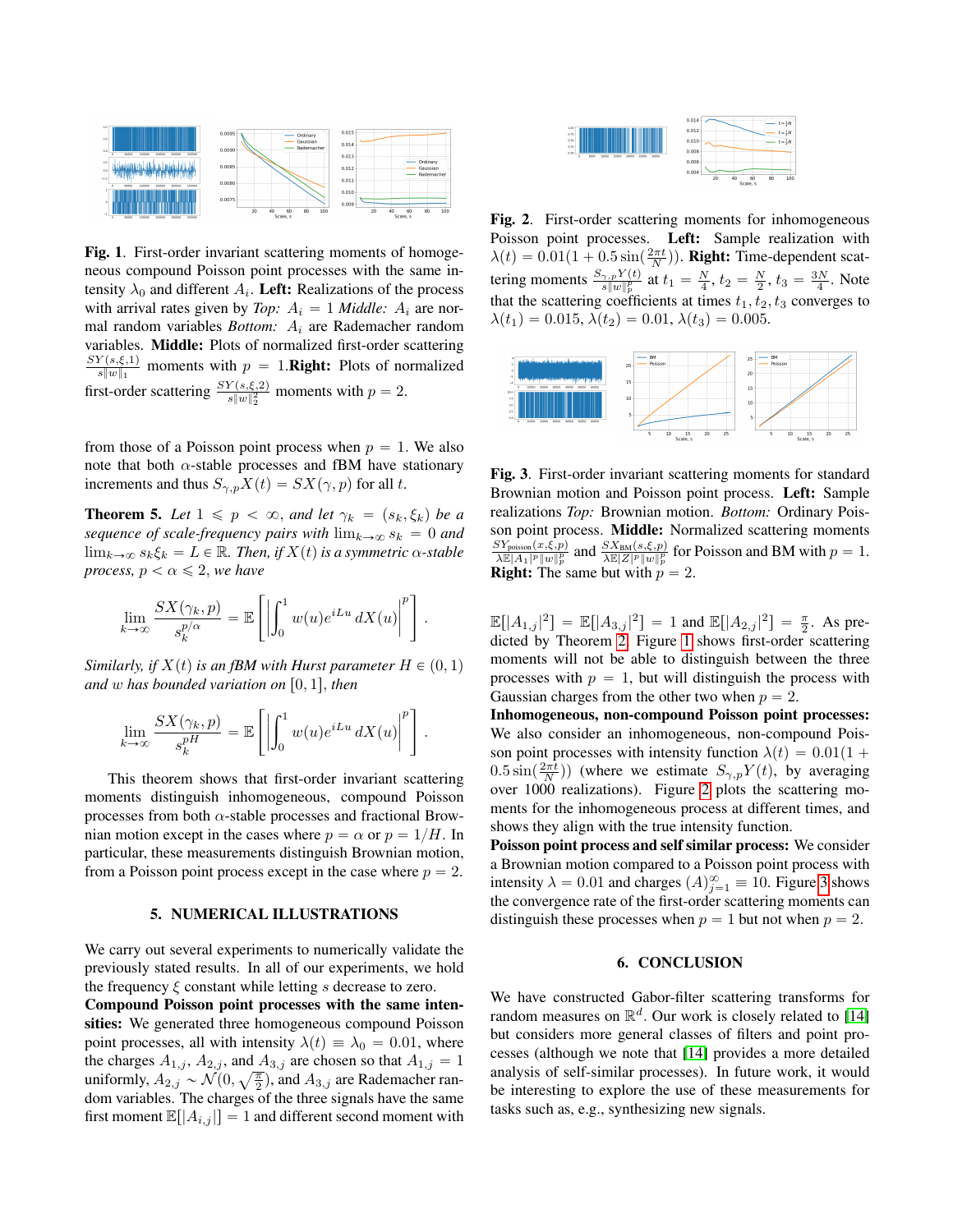**Fig. 1.** First-order invariant scattering moments of homogeneous compound Poisson point processes with the same intensity $\lambda_0$ and different $A_i$. **Left:** Realizations of the process with arrival rates given by *Top:* $A_i = 1$ *Middle:* $A_i$ are normal random variables *Bottom:* $A_i$ are Rademacher random variables. **Middle:** Plots of normalized first-order scattering $\frac{SY(s,\xi,1)}{s\|w\|_1}$ moments with $p = 1$.**Right:** Plots of normalized first-order scattering $\frac{SY(s,\xi,2)}{s\|w\|_2^2}$ moments with $p = 2$.

from those of a Poisson point process when $p = 1$. We also note that both $\alpha$-stable process and fBM have stationary increments and thus $S_{\gamma,p}X(t) = SX(\gamma, p)$ for all $t$.

**Theorem 5.** *Let $1 \leqslant p < \infty$, and let $\gamma_k = (s_k, \xi_k)$ be a sequence of scale-frequency pairs with $\lim_{k\to\infty} s_k = 0$ and $\lim_{k\to\infty} s_k\xi_k = L \in \mathbb{R}$. Then, if $X(t)$ is a symmetric $\alpha$-stable process, $p < \alpha \leqslant 2$, we have*

$$\lim_{k\to\infty} \frac{SX(\gamma_k, p)}{s_k^{p/\alpha}} = \mathbb{E}\left[\left|\int_0^1 w(u)e^{iLu}\, dX(u)\right|^p\right].$$

*Similarly, if $X(t)$ is an fBM with Hurst parameter $H \in (0, 1)$ and $w$ has bounded variation on $[0, 1]$, then*

$$\lim_{k\to\infty} \frac{SX(\gamma_k, p)}{s_k^{pH}} = \mathbb{E}\left[\left|\int_0^1 w(u)e^{iLu}\, dX(u)\right|^p\right].$$

This theorem shows that first-order invariant scattering moments distinguish inhomogeneous, compound Poisson processes from both $\alpha$-stable processes and fractional Brownian motion except in the cases where $p = \alpha$ or $p = 1/H$. In particular, these measurements distinguish Brownian motion, from a Poisson point process except in the case where $p = 2$.

## 5. NUMERICAL ILLUSTRATIONS

We carry out several experiments to numerically validate the previously stated results. In all of our experiments, we hold the frequency $\xi$ constant while letting $s$ decrease to zero.

**Compound Poisson point processes with the same intensities:** We generated three homogeneous compound Poisson point processes, all with intensity $\lambda(t) \equiv \lambda_0 = 0.01$, where the charges $A_{1,j}$, $A_{2,j}$, and $A_{3,j}$ are chosen so that $A_{1,j} = 1$ uniformly, $A_{2,j} \sim \mathcal{N}(0, \sqrt{\frac{\pi}{2}})$, and $A_{3,j}$ are Rademacher random variables. The charges of the three signals have the same first moment $\mathbb{E}[|A_{i,j}|] = 1$ and different second moment with

**Fig. 2.** First-order scattering moments for inhomogeneous Poisson point processes. **Left:** Sample realization with $\lambda(t) = 0.01(1 + 0.5\sin(\frac{2\pi t}{N}))$. **Right:** Time-dependent scattering moments $\frac{S_{\gamma,p}Y(t)}{s\|w\|_p^p}$ at $t_1 = \frac{N}{4}$, $t_2 = \frac{N}{2}$, $t_3 = \frac{3N}{4}$. Note that the scattering coefficients at times $t_1, t_2, t_3$ converges to $\lambda(t_1) = 0.015$, $\lambda(t_2) = 0.01$, $\lambda(t_3) = 0.005$.

**Fig. 3.** First-order invariant scattering moments for standard Brownian motion and Poisson point process. **Left:** Sample realizations *Top:* Brownian motion. *Bottom:* Ordinary Poisson point process. **Middle:** Normalized scattering moments $\frac{SY_{\text{poisson}}(x,\xi,p)}{\lambda\mathbb{E}|A_1|^p\|w\|_p^p}$ and $\frac{SX_{\text{BM}}(s,\xi,p)}{\lambda\mathbb{E}|Z|^p\|w\|_p^p}$ for Poisson and BM with $p = 1$. **Right:** The same but with $p = 2$.

$\mathbb{E}[|A_{1,j}|^2] = \mathbb{E}[|A_{3,j}|^2] = 1$ and $\mathbb{E}[|A_{2,j}|^2] = \frac{\pi}{2}$. As predicted by Theorem 2, Figure 1 shows first-order scattering moments will not be able to distinguish between the three processes with $p = 1$, but will distinguish the process with Gaussian charges from the other two when $p = 2$.

**Inhomogeneous, non-compound Poisson point processes:** We also consider an inhomogeneous, non-compound Poisson point processes with intensity function $\lambda(t) = 0.01(1 + 0.5\sin(\frac{2\pi t}{N}))$ (where we estimate $S_{\gamma,p}Y(t)$, by averaging over 1000 realizations). Figure 2 plots the scattering moments for the inhomogeneous process at different times, and shows they align with the true intensity function.

**Poisson point process and self similar process:** We consider a Brownian motion compared to a Poisson point process with intensity $\lambda = 0.01$ and charges $(A)_{j=1}^{\infty} \equiv 10$. Figure 3 shows the convergence rate of the first-order scattering moments can distinguish these processes when $p = 1$ but not when $p = 2$.

## 6. CONCLUSION

We have constructed Gabor-filter scattering transforms for random measures on $\mathbb{R}^d$. Our work is closely related to [14] but considers more general classes of filters and point processes (although we note that [14] provides a more detailed analysis of self-similar processes). In future work, it would be interesting to explore the use of these measurements for tasks such as, e.g., synthesizing new signals.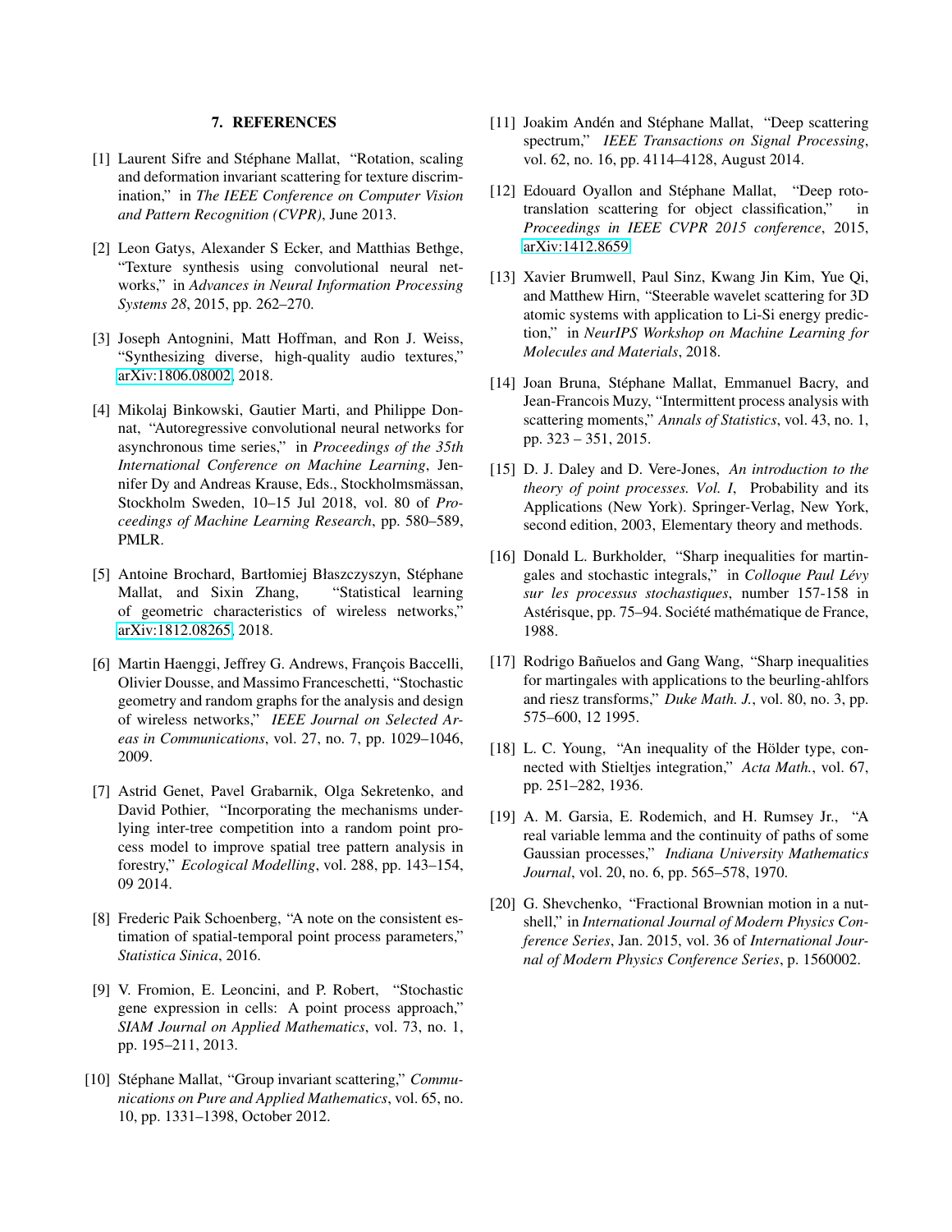## 7. REFERENCES

[1] Laurent Sifre and Stéphane Mallat, "Rotation, scaling and deformation invariant scattering for texture discrimination," in *The IEEE Conference on Computer Vision and Pattern Recognition (CVPR)*, June 2013.

[2] Leon Gatys, Alexander S Ecker, and Matthias Bethge, "Texture synthesis using convolutional neural networks," in *Advances in Neural Information Processing Systems 28*, 2015, pp. 262–270.

[3] Joseph Antognini, Matt Hoffman, and Ron J. Weiss, "Synthesizing diverse, high-quality audio textures," arXiv:1806.08002, 2018.

[4] Mikolaj Binkowski, Gautier Marti, and Philippe Donnat, "Autoregressive convolutional neural networks for asynchronous time series," in *Proceedings of the 35th International Conference on Machine Learning*, Jennifer Dy and Andreas Krause, Eds., Stockholmsmässan, Stockholm Sweden, 10–15 Jul 2018, vol. 80 of *Proceedings of Machine Learning Research*, pp. 580–589, PMLR.

[5] Antoine Brochard, Bartłomiej Błaszczyszyn, Stéphane Mallat, and Sixin Zhang, "Statistical learning of geometric characteristics of wireless networks," arXiv:1812.08265, 2018.

[6] Martin Haenggi, Jeffrey G. Andrews, François Baccelli, Olivier Dousse, and Massimo Franceschetti, "Stochastic geometry and random graphs for the analysis and design of wireless networks," *IEEE Journal on Selected Areas in Communications*, vol. 27, no. 7, pp. 1029–1046, 2009.

[7] Astrid Genet, Pavel Grabarnik, Olga Sekretenko, and David Pothier, "Incorporating the mechanisms underlying inter-tree competition into a random point process model to improve spatial tree pattern analysis in forestry," *Ecological Modelling*, vol. 288, pp. 143–154, 09 2014.

[8] Frederic Paik Schoenberg, "A note on the consistent estimation of spatial-temporal point process parameters," *Statistica Sinica*, 2016.

[9] V. Fromion, E. Leoncini, and P. Robert, "Stochastic gene expression in cells: A point process approach," *SIAM Journal on Applied Mathematics*, vol. 73, no. 1, pp. 195–211, 2013.

[10] Stéphane Mallat, "Group invariant scattering," *Communications on Pure and Applied Mathematics*, vol. 65, no. 10, pp. 1331–1398, October 2012.

[11] Joakim Andén and Stéphane Mallat, "Deep scattering spectrum," *IEEE Transactions on Signal Processing*, vol. 62, no. 16, pp. 4114–4128, August 2014.

[12] Edouard Oyallon and Stéphane Mallat, "Deep roto-translation scattering for object classification," in *Proceedings in IEEE CVPR 2015 conference*, 2015, arXiv:1412.8659.

[13] Xavier Brumwell, Paul Sinz, Kwang Jin Kim, Yue Qi, and Matthew Hirn, "Steerable wavelet scattering for 3D atomic systems with application to Li-Si energy prediction," in *NeurIPS Workshop on Machine Learning for Molecules and Materials*, 2018.

[14] Joan Bruna, Stéphane Mallat, Emmanuel Bacry, and Jean-Francois Muzy, "Intermittent process analysis with scattering moments," *Annals of Statistics*, vol. 43, no. 1, pp. 323 – 351, 2015.

[15] D. J. Daley and D. Vere-Jones, *An introduction to the theory of point processes. Vol. I*, Probability and its Applications (New York). Springer-Verlag, New York, second edition, 2003, Elementary theory and methods.

[16] Donald L. Burkholder, "Sharp inequalities for martingales and stochastic integrals," in *Colloque Paul Lévy sur les processus stochastiques*, number 157-158 in Astérisque, pp. 75–94. Société mathématique de France, 1988.

[17] Rodrigo Bañuelos and Gang Wang, "Sharp inequalities for martingales with applications to the beurling-ahlfors and riesz transforms," *Duke Math. J.*, vol. 80, no. 3, pp. 575–600, 12 1995.

[18] L. C. Young, "An inequality of the Hölder type, connected with Stieltjes integration," *Acta Math.*, vol. 67, pp. 251–282, 1936.

[19] A. M. Garsia, E. Rodemich, and H. Rumsey Jr., "A real variable lemma and the continuity of paths of some Gaussian processes," *Indiana University Mathematics Journal*, vol. 20, no. 6, pp. 565–578, 1970.

[20] G. Shevchenko, "Fractional Brownian motion in a nutshell," in *International Journal of Modern Physics Conference Series*, Jan. 2015, vol. 36 of *International Journal of Modern Physics Conference Series*, p. 1560002.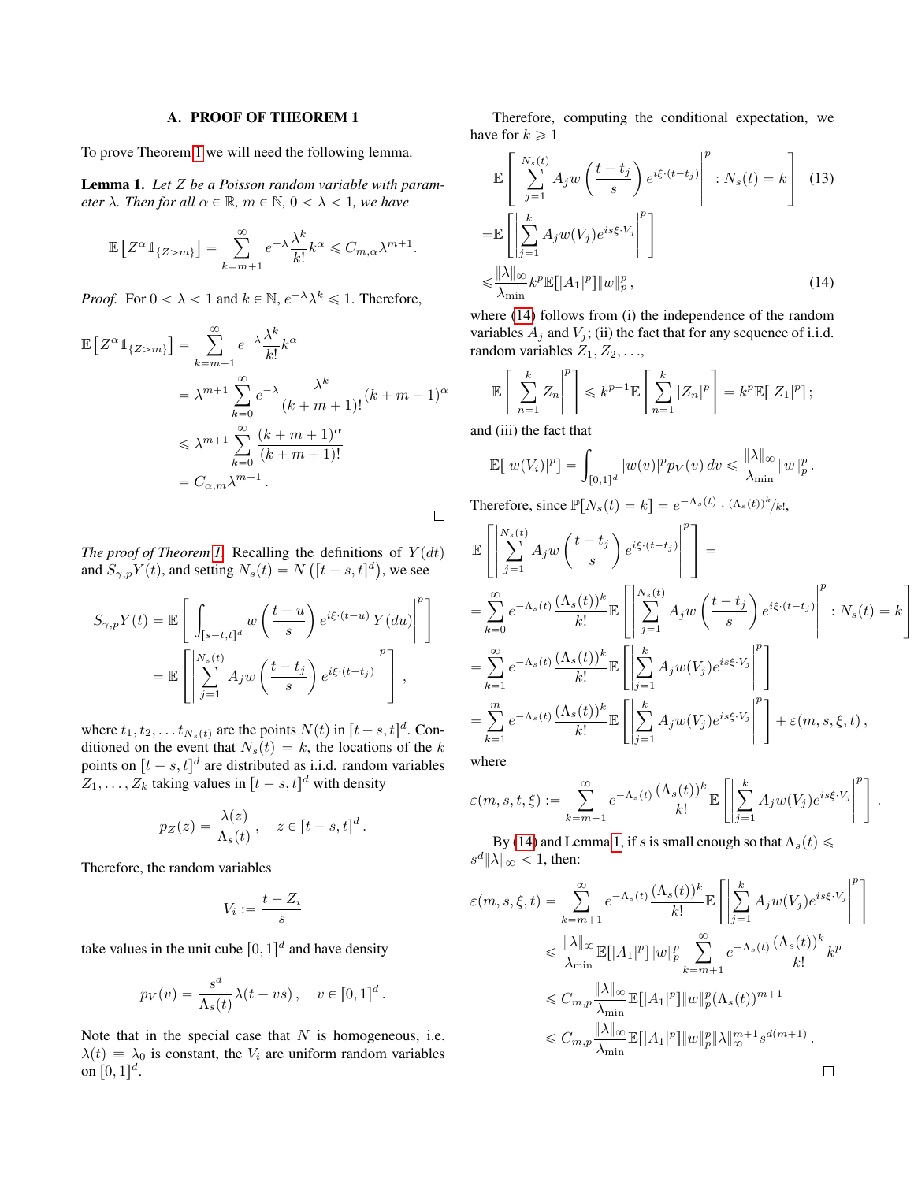## A. PROOF OF THEOREM 1

To prove Theorem 1 we will need the following lemma.

**Lemma 1.** *Let $Z$ be a Poisson random variable with parameter $\lambda$. Then for all $\alpha \in \mathbb{R}$, $m \in \mathbb{N}$, $0 < \lambda < 1$, we have*

$$\mathbb{E}\left[Z^\alpha \mathbb{1}_{\{Z>m\}}\right] = \sum_{k=m+1}^{\infty} e^{-\lambda}\frac{\lambda^k}{k!}k^\alpha \leqslant C_{m,\alpha}\lambda^{m+1}.$$

*Proof.* For $0 < \lambda < 1$ and $k \in \mathbb{N}$, $e^{-\lambda}\lambda^k \leqslant 1$. Therefore,

$$\begin{aligned}
\mathbb{E}\left[Z^\alpha \mathbb{1}_{\{Z>m\}}\right] &= \sum_{k=m+1}^{\infty} e^{-\lambda}\frac{\lambda^k}{k!}k^\alpha \\
&= \lambda^{m+1}\sum_{k=0}^{\infty} e^{-\lambda}\frac{\lambda^k}{(k+m+1)!}(k+m+1)^\alpha \\
&\leqslant \lambda^{m+1}\sum_{k=0}^{\infty}\frac{(k+m+1)^\alpha}{(k+m+1)!} \\
&= C_{\alpha,m}\lambda^{m+1}.
\end{aligned}$$

□

*The proof of Theorem 1.* Recalling the definitions of $Y(dt)$ and $S_{\gamma,p}Y(t)$, and setting $N_s(t) = N\left([t-s,t]^d\right)$, we see

$$\begin{aligned}
S_{\gamma,p}Y(t) &= \mathbb{E}\left[\left|\int_{[s-t,t]^d} w\left(\frac{t-u}{s}\right)e^{i\xi\cdot(t-u)}\,Y(du)\right|^p\right] \\
&= \mathbb{E}\left[\left|\sum_{j=1}^{N_s(t)} A_j w\left(\frac{t-t_j}{s}\right)e^{i\xi\cdot(t-t_j)}\right|^p\right],
\end{aligned}$$

where $t_1, t_2, \ldots t_{N_s(t)}$ are the points $N(t)$ in $[t-s,t]^d$. Conditioned on the event that $N_s(t) = k$, the locations of the $k$ points on $[t-s,t]^d$ are distributed as i.i.d. random variables $Z_1, \ldots, Z_k$ taking values in $[t-s,t]^d$ with density

$$p_Z(z) = \frac{\lambda(z)}{\Lambda_s(t)}, \quad z \in [t-s,t]^d.$$

Therefore, the random variables

$$V_i := \frac{t - Z_i}{s}$$

take values in the unit cube $[0,1]^d$ and have density

$$p_V(v) = \frac{s^d}{\Lambda_s(t)}\lambda(t - vs), \quad v \in [0,1]^d.$$

Note that in the special case that $N$ is homogeneous, i.e. $\lambda(t) \equiv \lambda_0$ is constant, the $V_i$ are uniform random variables on $[0,1]^d$.

Therefore, computing the conditional expectation, we have for $k \geqslant 1$

$$\begin{aligned}
&\mathbb{E}\left[\left|\sum_{j=1}^{N_s(t)} A_j w\left(\frac{t-t_j}{s}\right)e^{i\xi\cdot(t-t_j)}\right|^p : N_s(t) = k\right] \quad (13)\\
=&\mathbb{E}\left[\left|\sum_{j=1}^{k} A_j w(V_j)e^{is\xi\cdot V_j}\right|^p\right] \\
\leqslant&\frac{\|\lambda\|_\infty}{\lambda_{\min}}k^p\mathbb{E}[|A_1|^p]\|w\|_p^p, \quad (14)
\end{aligned}$$

where (14) follows from (i) the independence of the random variables $A_j$ and $V_j$; (ii) the fact that for any sequence of i.i.d. random variables $Z_1, Z_2, \ldots$,

$$\mathbb{E}\left[\left|\sum_{n=1}^{k} Z_n\right|^p\right] \leqslant k^{p-1}\mathbb{E}\left[\sum_{n=1}^{k}|Z_n|^p\right] = k^p\mathbb{E}[|Z_1|^p];$$

and (iii) the fact that

$$\mathbb{E}[|w(V_i)|^p] = \int_{[0,1]^d}|w(v)|^p p_V(v)\,dv \leqslant \frac{\|\lambda\|_\infty}{\lambda_{\min}}\|w\|_p^p.$$

Therefore, since $\mathbb{P}[N_s(t) = k] = e^{-\Lambda_s(t)} \cdot {(\Lambda_s(t))^k}/{k!}$,

$$\begin{aligned}
&\mathbb{E}\left[\left|\sum_{j=1}^{N_s(t)} A_j w\left(\frac{t-t_j}{s}\right)e^{i\xi\cdot(t-t_j)}\right|^p\right] = \\
&= \sum_{k=0}^{\infty} e^{-\Lambda_s(t)}\frac{(\Lambda_s(t))^k}{k!}\mathbb{E}\left[\left|\sum_{j=1}^{N_s(t)} A_j w\left(\frac{t-t_j}{s}\right)e^{i\xi\cdot(t-t_j)}\right|^p : N_s(t) = k\right] \\
&= \sum_{k=1}^{\infty} e^{-\Lambda_s(t)}\frac{(\Lambda_s(t))^k}{k!}\mathbb{E}\left[\left|\sum_{j=1}^{k} A_j w(V_j)e^{is\xi\cdot V_j}\right|^p\right] \\
&= \sum_{k=1}^{m} e^{-\Lambda_s(t)}\frac{(\Lambda_s(t))^k}{k!}\mathbb{E}\left[\left|\sum_{j=1}^{k} A_j w(V_j)e^{is\xi\cdot V_j}\right|^p\right] + \varepsilon(m,s,\xi,t),
\end{aligned}$$

where

$$\varepsilon(m,s,t,\xi) := \sum_{k=m+1}^{\infty} e^{-\Lambda_s(t)}\frac{(\Lambda_s(t))^k}{k!}\mathbb{E}\left[\left|\sum_{j=1}^{k} A_j w(V_j)e^{is\xi\cdot V_j}\right|^p\right].$$

By (14) and Lemma 1, if $s$ is small enough so that $\Lambda_s(t) \leqslant s^d\|\lambda\|_\infty < 1$, then:

$$\begin{aligned}
\varepsilon(m,s,\xi,t) &= \sum_{k=m+1}^{\infty} e^{-\Lambda_s(t)}\frac{(\Lambda_s(t))^k}{k!}\mathbb{E}\left[\left|\sum_{j=1}^{k} A_j w(V_j)e^{is\xi\cdot V_j}\right|^p\right] \\
&\leqslant \frac{\|\lambda\|_\infty}{\lambda_{\min}}\mathbb{E}[|A_1|^p]\|w\|_p^p\sum_{k=m+1}^{\infty} e^{-\Lambda_s(t)}\frac{(\Lambda_s(t))^k}{k!}k^p \\
&\leqslant C_{m,p}\frac{\|\lambda\|_\infty}{\lambda_{\min}}\mathbb{E}[|A_1|^p]\|w\|_p^p(\Lambda_s(t))^{m+1} \\
&\leqslant C_{m,p}\frac{\|\lambda\|_\infty}{\lambda_{\min}}\mathbb{E}[|A_1|^p]\|w\|_p^p\|\lambda\|_\infty^{m+1}s^{d(m+1)}.
\end{aligned}$$

□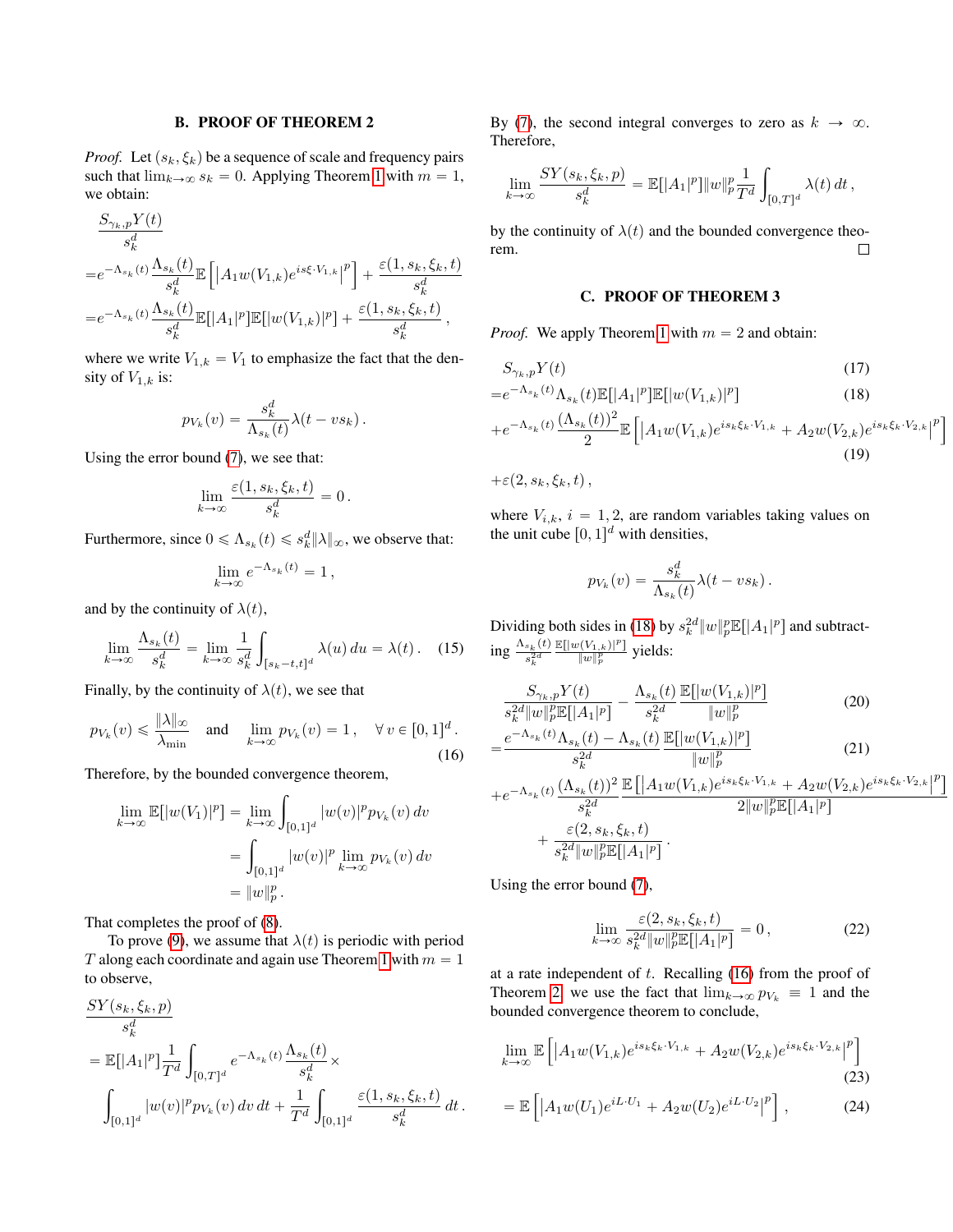## B. PROOF OF THEOREM 2

*Proof.* Let $(s_k, \xi_k)$ be a sequence of scale and frequency pairs such that $\lim_{k\to\infty} s_k = 0$. Applying Theorem 1 with $m = 1$, we obtain:

$$
\begin{aligned}
&\frac{S_{\gamma_k,p}Y(t)}{s_k^d} \\
&= e^{-\Lambda_{s_k}(t)} \frac{\Lambda_{s_k}(t)}{s_k^d} \mathbb{E}\left[ \left| A_1 w(V_{1,k}) e^{is\xi \cdot V_{1,k}} \right|^p \right] + \frac{\varepsilon(1, s_k, \xi_k, t)}{s_k^d} \\
&= e^{-\Lambda_{s_k}(t)} \frac{\Lambda_{s_k}(t)}{s_k^d} \mathbb{E}[|A_1|^p] \mathbb{E}[|w(V_{1,k})|^p] + \frac{\varepsilon(1, s_k, \xi_k, t)}{s_k^d},
\end{aligned}
$$

where we write $V_{1,k} = V_1$ to emphasize the fact that the density of $V_{1,k}$ is:

$$
p_{V_k}(v) = \frac{s_k^d}{\Lambda_{s_k}(t)} \lambda(t - v s_k).
$$

Using the error bound (7), we see that:

$$
\lim_{k\to\infty} \frac{\varepsilon(1, s_k, \xi_k, t)}{s_k^d} = 0.
$$

Furthermore, since $0 \leqslant \Lambda_{s_k}(t) \leqslant s_k^d \|\lambda\|_\infty$, we observe that:

$$
\lim_{k\to\infty} e^{-\Lambda_{s_k}(t)} = 1,
$$

and by the continuity of $\lambda(t)$,

$$
\lim_{k\to\infty} \frac{\Lambda_{s_k}(t)}{s_k^d} = \lim_{k\to\infty} \frac{1}{s_k^d} \int_{[s_k - t, t]^d} \lambda(u)\, du = \lambda(t). \tag{15}
$$

Finally, by the continuity of $\lambda(t)$, we see that

$$
p_{V_k}(v) \leqslant \frac{\|\lambda\|_\infty}{\lambda_{\min}} \quad \text{and} \quad \lim_{k\to\infty} p_{V_k}(v) = 1, \quad \forall\, v \in [0,1]^d. \tag{16}
$$

Therefore, by the bounded convergence theorem,

$$
\begin{aligned}
\lim_{k\to\infty} \mathbb{E}[|w(V_1)|^p] &= \lim_{k\to\infty} \int_{[0,1]^d} |w(v)|^p p_{V_k}(v)\, dv \\
&= \int_{[0,1]^d} |w(v)|^p \lim_{k\to\infty} p_{V_k}(v)\, dv \\
&= \|w\|_p^p.
\end{aligned}
$$

That completes the proof of (8).

To prove (9), we assume that $\lambda(t)$ is periodic with period $T$ along each coordinate and again use Theorem 1 with $m = 1$ to observe,

$$
\begin{aligned}
&\frac{SY(s_k, \xi_k, p)}{s_k^d} \\
&= \mathbb{E}[|A_1|^p] \frac{1}{T^d} \int_{[0,T]^d} e^{-\Lambda_{s_k}(t)} \frac{\Lambda_{s_k}(t)}{s_k^d} \times \\
&\int_{[0,1]^d} |w(v)|^p p_{V_k}(v)\, dv\, dt + \frac{1}{T^d} \int_{[0,1]^d} \frac{\varepsilon(1, s_k, \xi_k, t)}{s_k^d}\, dt.
\end{aligned}
$$

By (7), the second integral converges to zero as $k \to \infty$. Therefore,

$$
\lim_{k\to\infty} \frac{SY(s_k, \xi_k, p)}{s_k^d} = \mathbb{E}[|A_1|^p] \|w\|_p^p \frac{1}{T^d} \int_{[0,T]^d} \lambda(t)\, dt,
$$

by the continuity of $\lambda(t)$ and the bounded convergence theorem. $\square$

## C. PROOF OF THEOREM 3

*Proof.* We apply Theorem 1 with $m = 2$ and obtain:

$$
\begin{aligned}
&S_{\gamma_k,p}Y(t) && (17)\\
&= e^{-\Lambda_{s_k}(t)} \Lambda_{s_k}(t) \mathbb{E}[|A_1|^p] \mathbb{E}[|w(V_{1,k})|^p] && (18)\\
&+ e^{-\Lambda_{s_k}(t)} \frac{(\Lambda_{s_k}(t))^2}{2} \mathbb{E}\left[ \left| A_1 w(V_{1,k}) e^{is_k\xi_k \cdot V_{1,k}} + A_2 w(V_{2,k}) e^{is_k\xi_k \cdot V_{2,k}} \right|^p \right] && (19)\\
&+ \varepsilon(2, s_k, \xi_k, t),
\end{aligned}
$$

where $V_{i,k}$, $i = 1, 2$, are random variables taking values on the unit cube $[0,1]^d$ with densities,

$$
p_{V_k}(v) = \frac{s_k^d}{\Lambda_{s_k}(t)} \lambda(t - v s_k).
$$

Dividing both sides in (18) by $s_k^{2d} \|w\|_p^p \mathbb{E}[|A_1|^p]$ and subtracting $\frac{\Lambda_{s_k}(t)}{s_k^{2d}} \frac{\mathbb{E}[|w(V_{1,k})|^p]}{\|w\|_p^p}$ yields:

$$
\begin{aligned}
&\frac{S_{\gamma_k,p}Y(t)}{s_k^{2d} \|w\|_p^p \mathbb{E}[|A_1|^p]} - \frac{\Lambda_{s_k}(t)}{s_k^{2d}} \frac{\mathbb{E}[|w(V_{1,k})|^p]}{\|w\|_p^p} && (20)\\
&= \frac{e^{-\Lambda_{s_k}(t)} \Lambda_{s_k}(t) - \Lambda_{s_k}(t)}{s_k^{2d}} \frac{\mathbb{E}[|w(V_{1,k})|^p]}{\|w\|_p^p} && (21)\\
&+ e^{-\Lambda_{s_k}(t)} \frac{(\Lambda_{s_k}(t))^2}{s_k^{2d}} \frac{\mathbb{E}\left[ \left| A_1 w(V_{1,k}) e^{is_k\xi_k \cdot V_{1,k}} + A_2 w(V_{2,k}) e^{is_k\xi_k \cdot V_{2,k}} \right|^p \right]}{2\|w\|_p^p \mathbb{E}[|A_1|^p]} \\
&\quad + \frac{\varepsilon(2, s_k, \xi_k, t)}{s_k^{2d} \|w\|_p^p \mathbb{E}[|A_1|^p]}.
\end{aligned}
$$

Using the error bound (7),

$$
\lim_{k\to\infty} \frac{\varepsilon(2, s_k, \xi_k, t)}{s_k^{2d} \|w\|_p^p \mathbb{E}[|A_1|^p]} = 0, \tag{22}
$$

at a rate independent of $t$. Recalling (16) from the proof of Theorem 2 we use the fact that $\lim_{k\to\infty} p_{V_k} \equiv 1$ and the bounded convergence theorem to conclude,

$$
\begin{aligned}
&\lim_{k\to\infty} \mathbb{E}\left[ \left| A_1 w(V_{1,k}) e^{is_k\xi_k \cdot V_{1,k}} + A_2 w(V_{2,k}) e^{is_k\xi_k \cdot V_{2,k}} \right|^p \right] && (23)\\
&= \mathbb{E}\left[ \left| A_1 w(U_1) e^{iL \cdot U_1} + A_2 w(U_2) e^{iL \cdot U_2} \right|^p \right], && (24)
\end{aligned}
$$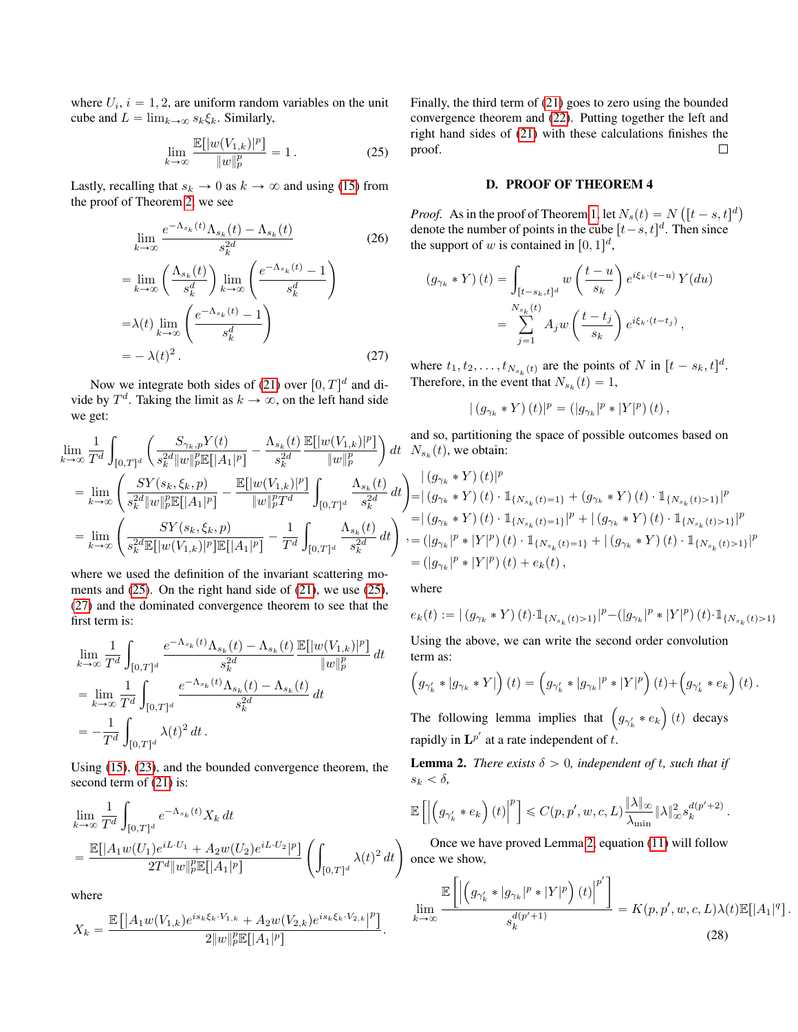where $U_i$, $i = 1, 2$, are uniform random variables on the unit cube and $L = \lim_{k\to\infty} s_k \xi_k$. Similarly,

$$\lim_{k\to\infty} \frac{\mathbb{E}[|w(V_{1,k})|^p]}{\|w\|_p^p} = 1\,. \tag{25}$$

Lastly, recalling that $s_k \to 0$ as $k \to \infty$ and using (15) from the proof of Theorem 2, we see

$$\lim_{k\to\infty} \frac{e^{-\Lambda_{s_k}(t)}\Lambda_{s_k}(t) - \Lambda_{s_k}(t)}{s_k^{2d}} \tag{26}$$

$$= \lim_{k\to\infty}\left(\frac{\Lambda_{s_k}(t)}{s_k^d}\right) \lim_{k\to\infty}\left(\frac{e^{-\Lambda_{s_k}(t)} - 1}{s_k^d}\right)$$

$$=\lambda(t) \lim_{k\to\infty}\left(\frac{e^{-\Lambda_{s_k}(t)} - 1}{s_k^d}\right)$$

$$= -\,\lambda(t)^2\,. \tag{27}$$

Now we integrate both sides of (21) over $[0,T]^d$ and divide by $T^d$. Taking the limit as $k \to \infty$, on the left hand side we get:

$$\lim_{k\to\infty} \frac{1}{T^d}\int_{[0,T]^d}\left(\frac{S_{\gamma_k,p}Y(t)}{s_k^{2d}\|w\|_p^p \mathbb{E}[|A_1|^p]} - \frac{\Lambda_{s_k}(t)}{s_k^{2d}}\frac{\mathbb{E}[|w(V_{1,k})|^p]}{\|w\|_p^p}\right)dt$$

$$= \lim_{k\to\infty}\left(\frac{SY(s_k,\xi_k,p)}{s_k^{2d}\|w\|_p^p\mathbb{E}[|A_1|^p]} - \frac{\mathbb{E}[|w(V_{1,k})|^p]}{\|w\|_p^p T^d}\int_{[0,T]^d}\frac{\Lambda_{s_k}(t)}{s_k^{2d}}\,dt\right)$$

$$= \lim_{k\to\infty}\left(\frac{SY(s_k,\xi_k,p)}{s_k^{2d}\mathbb{E}[|w(V_{1,k})|^p]\mathbb{E}[|A_1|^p]} - \frac{1}{T^d}\int_{[0,T]^d}\frac{\Lambda_{s_k}(t)}{s_k^{2d}}\,dt\right),$$

where we used the definition of the invariant scattering moments and (25). On the right hand side of (21), we use (25), (27) and the dominated convergence theorem to see that the first term is:

$$\lim_{k\to\infty}\frac{1}{T^d}\int_{[0,T]^d}\frac{e^{-\Lambda_{s_k}(t)}\Lambda_{s_k}(t) - \Lambda_{s_k}(t)}{s_k^{2d}}\frac{\mathbb{E}[|w(V_{1,k})|^p]}{\|w\|_p^p}\,dt$$

$$= \lim_{k\to\infty}\frac{1}{T^d}\int_{[0,T]^d}\frac{e^{-\Lambda_{s_k}(t)}\Lambda_{s_k}(t) - \Lambda_{s_k}(t)}{s_k^{2d}}\,dt$$

$$= -\frac{1}{T^d}\int_{[0,T]^d}\lambda(t)^2\,dt\,.$$

Using (15), (23), and the bounded convergence theorem, the second term of (21) is:

$$\lim_{k\to\infty}\frac{1}{T^d}\int_{[0,T]^d} e^{-\Lambda_{s_k}(t)}X_k\,dt$$

$$= \frac{\mathbb{E}[|A_1 w(U_1)e^{iL\cdot U_1} + A_2 w(U_2)e^{iL\cdot U_2}|^p]}{2T^d\|w\|_p^p\mathbb{E}[|A_1|^p]}\left(\int_{[0,T]^d}\lambda(t)^2\,dt\right)$$

where

$$X_k = \frac{\mathbb{E}\left[|A_1 w(V_{1,k})e^{is_k\xi_k\cdot V_{1,k}} + A_2 w(V_{2,k})e^{is_k\xi_k\cdot V_{2,k}}|^p\right]}{2\|w\|_p^p\mathbb{E}[|A_1|^p]}.$$

Finally, the third term of (21) goes to zero using the bounded convergence theorem and (22). Putting together the left and right hand sides of (21) with these calculations finishes the proof. □

### D. PROOF OF THEOREM 4

*Proof.* As in the proof of Theorem 1, let $N_s(t) = N\left([t-s,t]^d\right)$ denote the number of points in the cube $[t-s,t]^d$. Then since the support of $w$ is contained in $[0,1]^d$,

$$\left(g_{\gamma_k} * Y\right)(t) = \int_{[t-s_k,t]^d} w\left(\frac{t-u}{s_k}\right)e^{i\xi_k\cdot(t-u)}\,Y(du)$$

$$= \sum_{j=1}^{N_{s_k}(t)} A_j w\left(\frac{t-t_j}{s_k}\right)e^{i\xi_k\cdot(t-t_j)}\,,$$

where $t_1, t_2, \ldots, t_{N_{s_k}(t)}$ are the points of $N$ in $[t-s_k,t]^d$. Therefore, in the event that $N_{s_k}(t) = 1$,

$$|\left(g_{\gamma_k} * Y\right)(t)|^p = \left(|g_{\gamma_k}|^p * |Y|^p\right)(t)\,,$$

and so, partitioning the space of possible outcomes based on $N_{s_k}(t)$, we obtain:

$$|\left(g_{\gamma_k} * Y\right)(t)|^p$$

$$=|\left(g_{\gamma_k} * Y\right)(t)\cdot\mathbb{1}_{\{N_{s_k}(t)=1\}} + \left(g_{\gamma_k} * Y\right)(t)\cdot\mathbb{1}_{\{N_{s_k}(t)>1\}}|^p$$

$$=|\left(g_{\gamma_k} * Y\right)(t)\cdot\mathbb{1}_{\{N_{s_k}(t)=1\}}|^p + |\left(g_{\gamma_k} * Y\right)(t)\cdot\mathbb{1}_{\{N_{s_k}(t)>1\}}|^p$$

$$= \left(|g_{\gamma_k}|^p * |Y|^p\right)(t)\cdot\mathbb{1}_{\{N_{s_k}(t)=1\}} + |\left(g_{\gamma_k} * Y\right)(t)\cdot\mathbb{1}_{\{N_{s_k}(t)>1\}}|^p$$

$$= \left(|g_{\gamma_k}|^p * |Y|^p\right)(t) + e_k(t)\,,$$

where

$$e_k(t) := |\left(g_{\gamma_k} * Y\right)(t)\cdot\mathbb{1}_{\{N_{s_k}(t)>1\}}|^p - \left(|g_{\gamma_k}|^p * |Y|^p\right)(t)\cdot\mathbb{1}_{\{N_{s_k}(t)>1\}}$$

Using the above, we can write the second order convolution term as:

$$\left(g_{\gamma_k'} * |g_{\gamma_k} * Y|\right)(t) = \left(g_{\gamma_k'} * |g_{\gamma_k}|^p * |Y|^p\right)(t) + \left(g_{\gamma_k'} * e_k\right)(t)\,.$$

The following lemma implies that $\left(g_{\gamma_k'} * e_k\right)(t)$ decays rapidly in $\mathbf{L}^{p'}$ at a rate independent of $t$.

**Lemma 2.** *There exists $\delta > 0$, independent of $t$, such that if $s_k < \delta$,*

$$\mathbb{E}\left[\left|\left(g_{\gamma_k'} * e_k\right)(t)\right|^p\right] \leqslant C(p,p',w,c,L)\frac{\|\lambda\|_\infty}{\lambda_{\min}}\|\lambda\|_\infty^2 s_k^{d(p'+2)}\,.$$

Once we have proved Lemma 2, equation (11) will follow once we show,

$$\lim_{k\to\infty}\frac{\mathbb{E}\left[\left|\left(g_{\gamma_k'} * |g_{\gamma_k}|^p * |Y|^p\right)(t)\right|^{p'}\right]}{s_k^{d(p'+1)}} = K(p,p',w,c,L)\lambda(t)\mathbb{E}[|A_1|^q]\,. \tag{28}$$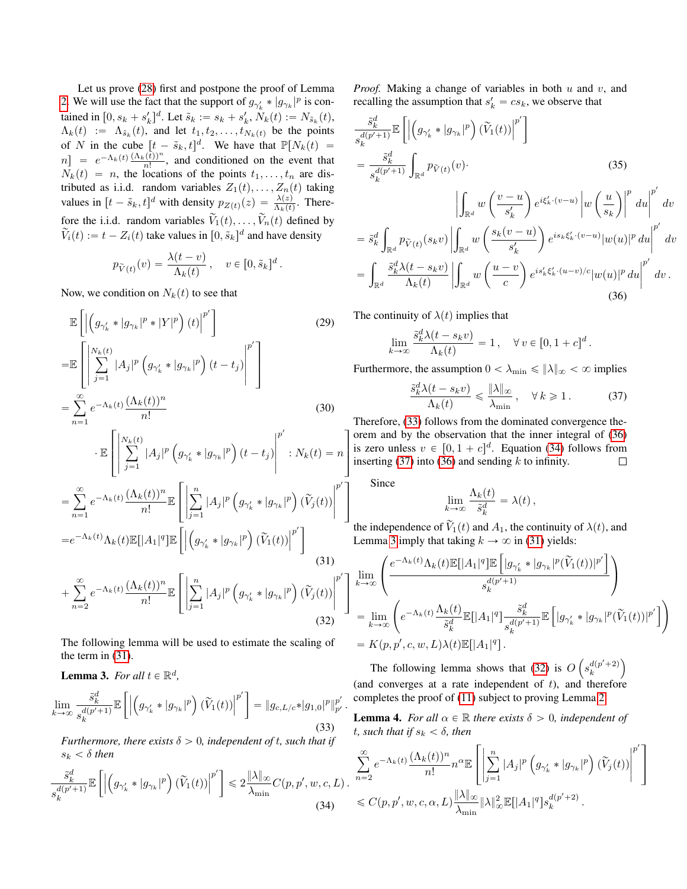Let us prove (28) first and postpone the proof of Lemma 2. We will use the fact that the support of $g_{\gamma'_k} * |g_{\gamma_k}|^p$ is contained in $[0, s_k + s'_k]^d$. Let $\tilde{s}_k := s_k + s'_k$, $N_k(t) := N_{\tilde{s}_k}(t)$, $\Lambda_k(t) := \Lambda_{\tilde{s}_k}(t)$, and let $t_1, t_2, \ldots, t_{N_k(t)}$ be the points of $N$ in the cube $[t - \tilde{s}_k, t]^d$. We have that $\mathbb{P}[N_k(t) = n] = e^{-\Lambda_k(t)} \frac{(\Lambda_k(t))^n}{n!}$, and conditioned on the event that $N_k(t) = n$, the locations of the points $t_1, \ldots, t_n$ are distributed as i.i.d. random variables $Z_1(t), \ldots, Z_n(t)$ taking values in $[t - \tilde{s}_k, t]^d$ with density $p_{Z(t)}(z) = \frac{\lambda(z)}{\Lambda_k(t)}$. Therefore the i.i.d. random variables $\widetilde{V}_1(t), \ldots, \widetilde{V}_n(t)$ defined by $\widetilde{V}_i(t) := t - Z_i(t)$ take values in $[0, \tilde{s}_k]^d$ and have density

$$p_{\widetilde{V}(t)}(v) = \frac{\lambda(t - v)}{\Lambda_k(t)}, \quad v \in [0, \tilde{s}_k]^d .$$

Now, we condition on $N_k(t)$ to see that

$$
\begin{aligned}
&\mathbb{E}\left[\left|\left(g_{\gamma'_k} * |g_{\gamma_k}|^p * |Y|^p\right)(t)\right|^{p'}\right] \qquad (29)\\
=&\mathbb{E}\left[\left|\sum_{j=1}^{N_k(t)} |A_j|^p \left(g_{\gamma'_k} * |g_{\gamma_k}|^p\right)(t - t_j)\right|^{p'}\right]\\
=& \sum_{n=1}^{\infty} e^{-\Lambda_k(t)} \frac{(\Lambda_k(t))^n}{n!} \qquad (30)\\
&\cdot \mathbb{E}\left[\left|\sum_{j=1}^{N_k(t)} |A_j|^p \left(g_{\gamma'_k} * |g_{\gamma_k}|^p\right)(t - t_j)\right|^{p'} : N_k(t) = n\right]\\
=& \sum_{n=1}^{\infty} e^{-\Lambda_k(t)} \frac{(\Lambda_k(t))^n}{n!} \mathbb{E}\left[\left|\sum_{j=1}^{n} |A_j|^p \left(g_{\gamma'_k} * |g_{\gamma_k}|^p\right)(\widetilde{V}_j(t))\right|^{p'}\right]\\
=&e^{-\Lambda_k(t)} \Lambda_k(t) \mathbb{E}[|A_1|^q] \mathbb{E}\left[\left|\left(g_{\gamma'_k} * |g_{\gamma_k}|^p\right)(\widetilde{V}_1(t))\right|^{p'}\right] \qquad (31)\\
&+ \sum_{n=2}^{\infty} e^{-\Lambda_k(t)} \frac{(\Lambda_k(t))^n}{n!} \mathbb{E}\left[\left|\sum_{j=1}^{n} |A_j|^p \left(g_{\gamma'_k} * |g_{\gamma_k}|^p\right)(\widetilde{V}_j(t))\right|^{p'}\right] \qquad (32)
\end{aligned}
$$

The following lemma will be used to estimate the scaling of the term in (31).

**Lemma 3.** *For all $t \in \mathbb{R}^d$,*

$$\lim_{k \to \infty} \frac{\tilde{s}_k^d}{s_k^{d(p'+1)}} \mathbb{E}\left[\left|\left(g_{\gamma'_k} * |g_{\gamma_k}|^p\right)(\widetilde{V}_1(t))\right|^{p'}\right] = \|g_{c, L/c} * |g_{1,0}|^p\|_{p'}^{p'} . \qquad (33)$$

*Furthermore, there exists $\delta > 0$, independent of $t$, such that if $s_k < \delta$ then*

$$\frac{\tilde{s}_k^d}{s_k^{d(p'+1)}} \mathbb{E}\left[\left|\left(g_{\gamma'_k} * |g_{\gamma_k}|^p\right)(\widetilde{V}_1(t))\right|^{p'}\right] \leqslant 2 \frac{\|\lambda\|_\infty}{\lambda_{\min}} C(p, p', w, c, L) . \qquad (34)$$

*Proof.* Making a change of variables in both $u$ and $v$, and recalling the assumption that $s'_k = c s_k$, we observe that

$$
\begin{aligned}
&\frac{\tilde{s}_k^d}{s_k^{d(p'+1)}} \mathbb{E}\left[\left|\left(g_{\gamma'_k} * |g_{\gamma_k}|^p\right)(\widetilde{V}_1(t))\right|^{p'}\right]\\
&= \frac{\tilde{s}_k^d}{s_k^{d(p'+1)}} \int_{\mathbb{R}^d} p_{\widetilde{V}(t)}(v) \cdot \qquad (35)\\
&\qquad \left|\int_{\mathbb{R}^d} w\left(\frac{v - u}{s'_k}\right) e^{i\xi'_k \cdot (v - u)} \left|w\left(\frac{u}{s_k}\right)\right|^p du\right|^{p'} dv\\
&= \tilde{s}_k^d \int_{\mathbb{R}^d} p_{\widetilde{V}(t)}(s_k v) \left|\int_{\mathbb{R}^d} w\left(\frac{s_k(v - u)}{s'_k}\right) e^{i s_k \xi'_k \cdot (v - u)} |w(u)|^p du\right|^{p'} dv\\
&= \int_{\mathbb{R}^d} \frac{\tilde{s}_k^d \lambda(t - s_k v)}{\Lambda_k(t)} \left|\int_{\mathbb{R}^d} w\left(\frac{u - v}{c}\right) e^{i s'_k \xi'_k \cdot (u - v)/c} |w(u)|^p du\right|^{p'} dv . \qquad (36)
\end{aligned}
$$

The continuity of $\lambda(t)$ implies that

$$\lim_{k \to \infty} \frac{\tilde{s}_k^d \lambda(t - s_k v)}{\Lambda_k(t)} = 1, \quad \forall\, v \in [0, 1 + c]^d .$$

Furthermore, the assumption $0 < \lambda_{\min} \leqslant \|\lambda\|_\infty < \infty$ implies

$$\frac{\tilde{s}_k^d \lambda(t - s_k v)}{\Lambda_k(t)} \leqslant \frac{\|\lambda\|_\infty}{\lambda_{\min}}, \quad \forall\, k \geqslant 1 . \qquad (37)$$

Therefore, (33) follows from the dominated convergence theorem and by the observation that the inner integral of (36) is zero unless $v \in [0, 1 + c]^d$. Equation (34) follows from inserting (37) into (36) and sending $k$ to infinity. □

Since

$$\lim_{k \to \infty} \frac{\Lambda_k(t)}{\tilde{s}_k^d} = \lambda(t) ,$$

the independence of $\widetilde{V}_1(t)$ and $A_1$, the continuity of $\lambda(t)$, and Lemma 3 imply that taking $k \to \infty$ in (31) yields:

$$
\begin{aligned}
&\lim_{k \to \infty} \left(\frac{e^{-\Lambda_k(t)} \Lambda_k(t) \mathbb{E}[|A_1|^q] \mathbb{E}\left[|g_{\gamma'_k} * |g_{\gamma_k}|^p(\widetilde{V}_1(t))|^{p'}\right]}{s_k^{d(p'+1)}}\right)\\
&= \lim_{k \to \infty} \left(e^{-\Lambda_k(t)} \frac{\Lambda_k(t)}{\tilde{s}_k^d} \mathbb{E}[|A_1|^q] \frac{\tilde{s}_k^d}{s_k^{d(p'+1)}} \mathbb{E}\left[|g_{\gamma'_k} * |g_{\gamma_k}|^p(\widetilde{V}_1(t))|^{p'}\right]\right)\\
&= K(p, p', c, w, L) \lambda(t) \mathbb{E}[|A_1|^q] .
\end{aligned}
$$

The following lemma shows that (32) is $O\left(s_k^{d(p'+2)}\right)$ (and converges at a rate independent of $t$), and therefore completes the proof of (11) subject to proving Lemma 2.

**Lemma 4.** *For all $\alpha \in \mathbb{R}$ there exists $\delta > 0$, independent of $t$, such that if $s_k < \delta$, then*

$$
\begin{aligned}
&\sum_{n=2}^{\infty} e^{-\Lambda_k(t)} \frac{(\Lambda_k(t))^n}{n!} n^\alpha \mathbb{E}\left[\left|\sum_{j=1}^{n} |A_j|^p \left(g_{\gamma'_k} * |g_{\gamma_k}|^p\right)(\widetilde{V}_j(t))\right|^{p'}\right]\\
&\leqslant C(p, p', w, c, \alpha, L) \frac{\|\lambda\|_\infty}{\lambda_{\min}} \|\lambda\|_\infty^2 \mathbb{E}[|A_1|^q] s_k^{d(p'+2)} .
\end{aligned}
$$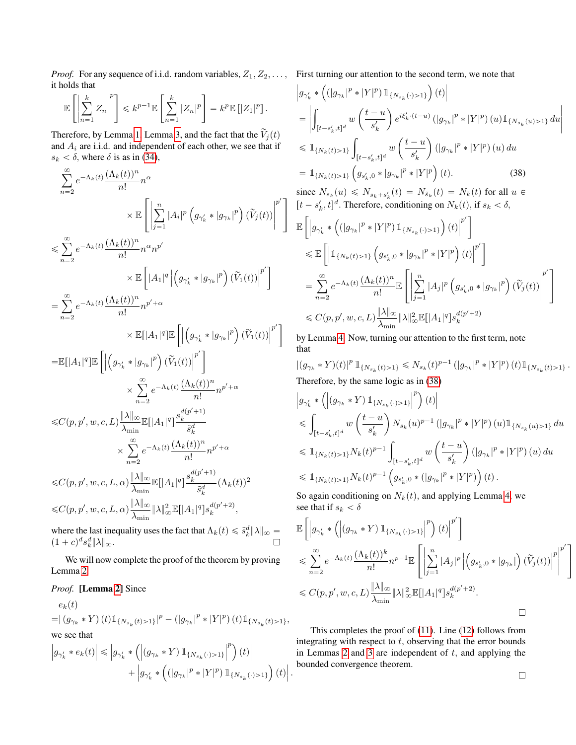*Proof.* For any sequence of i.i.d. random variables, $Z_1, Z_2, \ldots,$ it holds that

$$\mathbb{E}\left[\left|\sum_{n=1}^{k} Z_n\right|^p\right] \leqslant k^{p-1}\mathbb{E}\left[\sum_{n=1}^{k}|Z_n|^p\right] = k^p\mathbb{E}\left[|Z_1|^p\right].$$

Therefore, by Lemma 1, Lemma 3, and the fact that the $\widetilde{V}_j(t)$ and $A_i$ are i.i.d. and independent of each other, we see that if $s_k < \delta$, where $\delta$ is as in (34),

$$\begin{aligned}
&\sum_{n=2}^{\infty} e^{-\Lambda_k(t)}\frac{(\Lambda_k(t))^n}{n!}n^{\alpha} \\
&\qquad\times \mathbb{E}\left[\left|\sum_{j=1}^{n}|A_i|^p\left(g_{\gamma_k'} * |g_{\gamma_k}|^p\right)(\widetilde{V}_j(t))\right|^{p'}\right] \\
&\leqslant \sum_{n=2}^{\infty} e^{-\Lambda_k(t)}\frac{(\Lambda_k(t))^n}{n!}n^{\alpha}n^{p'} \\
&\qquad\times \mathbb{E}\left[|A_1|^q\left|\left(g_{\gamma_k'} * |g_{\gamma_k}|^p\right)(\widetilde{V}_1(t))\right|^{p'}\right] \\
&= \sum_{n=2}^{\infty} e^{-\Lambda_k(t)}\frac{(\Lambda_k(t))^n}{n!}n^{p'+\alpha} \\
&\qquad\times \mathbb{E}[|A_1|^q]\mathbb{E}\left[\left|\left(g_{\gamma_k'} * |g_{\gamma_k}|^p\right)(\widetilde{V}_1(t))\right|^{p'}\right] \\
&=\mathbb{E}[|A_1|^q]\mathbb{E}\left[\left|\left(g_{\gamma_k'} * |g_{\gamma_k}|^p\right)(\widetilde{V}_1(t))\right|^{p'}\right] \\
&\qquad\times \sum_{n=2}^{\infty} e^{-\Lambda_k(t)}\frac{(\Lambda_k(t))^n}{n!}n^{p'+\alpha} \\
&\leqslant C(p,p',w,c,L)\frac{\|\lambda\|_\infty}{\lambda_{\min}}\mathbb{E}[|A_1|^q]\frac{s_k^{d(p'+1)}}{\tilde{s}_k^d} \\
&\qquad\times \sum_{n=2}^{\infty} e^{-\Lambda_k(t)}\frac{(\Lambda_k(t))^n}{n!}n^{p'+\alpha} \\
&\leqslant C(p,p',w,c,L,\alpha)\frac{\|\lambda\|_\infty}{\lambda_{\min}}\mathbb{E}[|A_1|^q]\frac{s_k^{d(p'+1)}}{\tilde{s}_k^d}(\Lambda_k(t))^2 \\
&\leqslant C(p,p',w,c,L,\alpha)\frac{\|\lambda\|_\infty}{\lambda_{\min}}\|\lambda\|_\infty^2\mathbb{E}[|A_1|^q]s_k^{d(p'+2)},
\end{aligned}$$

where the last inequality uses the fact that $\Lambda_k(t) \leqslant \tilde{s}_k^d\|\lambda\|_\infty = (1+c)^d s_k^d\|\lambda\|_\infty$. ∎

We will now complete the proof of the theorem by proving Lemma 2.

*Proof.* **[Lemma 2]** Since

$$\begin{aligned}
&e_k(t) \\
&=|\left(g_{\gamma_k} * Y\right)(t)\mathbb{1}_{\{N_{s_k}(t)>1\}}|^p - \left(|g_{\gamma_k}|^p * |Y|^p\right)(t)\mathbb{1}_{\{N_{s_k}(t)>1\}},
\end{aligned}$$

we see that

$$\begin{aligned}
\left|g_{\gamma_k'} * e_k(t)\right| &\leqslant \left|g_{\gamma_k'} * \left(\left|\left(g_{\gamma_k} * Y\right)\mathbb{1}_{\{N_{s_k}(\cdot)>1\}}\right|^p\right)(t)\right| \\
&\quad + \left|g_{\gamma_k'} * \left(\left(|g_{\gamma_k}|^p * |Y|^p\right)\mathbb{1}_{\{N_{s_k}(\cdot)>1\}}\right)(t)\right|.
\end{aligned}$$

First turning our attention to the second term, we note that

$$\begin{aligned}
&\left|g_{\gamma_k'} * \left(\left(|g_{\gamma_k}|^p * |Y|^p\right)\mathbb{1}_{\{N_{s_k}(\cdot)>1\}}\right)(t)\right| \\
&= \left|\int_{[t-s_k',t]^d} w\left(\frac{t-u}{s_k'}\right)e^{i\xi_k'\cdot(t-u)}\left(|g_{\gamma_k}|^p * |Y|^p\right)(u)\mathbb{1}_{\{N_{s_k}(u)>1\}}\,du\right| \\
&\leqslant \mathbb{1}_{\{N_k(t)>1\}}\int_{[t-s_k',t]^d} w\left(\frac{t-u}{s_k'}\right)\left(|g_{\gamma_k}|^p * |Y|^p\right)(u)\,du \\
&= \mathbb{1}_{\{N_k(t)>1\}}\left(g_{s_k',0} * |g_{\gamma_k}|^p * |Y|^p\right)(t). \qquad (38)
\end{aligned}$$

since $N_{s_k}(u) \leqslant N_{s_k+s_k'}(t) = N_{\tilde{s}_k}(t) = N_k(t)$ for all $u \in [t-s_k',t]^d$. Therefore, conditioning on $N_k(t)$, if $s_k < \delta$,

$$\begin{aligned}
&\mathbb{E}\left[\left|g_{\gamma_k'} * \left(\left(|g_{\gamma_k}|^p * |Y|^p\right)\mathbb{1}_{\{N_{s_k}(\cdot)>1\}}\right)(t)\right|^{p'}\right] \\
&\quad\leqslant \mathbb{E}\left[\left|\mathbb{1}_{\{N_k(t)>1\}}\left(g_{s_k',0} * |g_{\gamma_k}|^p * |Y|^p\right)(t)\right|^{p'}\right] \\
&\quad= \sum_{n=2}^{\infty} e^{-\Lambda_k(t)}\frac{(\Lambda_k(t))^n}{n!}\mathbb{E}\left[\left|\sum_{j=1}^{n}|A_j|^p\left(g_{s_k',0} * |g_{\gamma_k}|^p\right)(\widetilde{V}_j(t))\right|^{p'}\right] \\
&\quad\leqslant C(p,p',w,c,L)\frac{\|\lambda\|_\infty}{\lambda_{\min}}\|\lambda\|_\infty^2\mathbb{E}[|A_1|^q]s_k^{d(p'+2)}
\end{aligned}$$

by Lemma 4. Now, turning our attention to the first term, note that

$$|(g_{\gamma_k} * Y)(t)|^p\mathbb{1}_{\{N_{s_k}(t)>1\}} \leqslant N_{s_k}(t)^{p-1}\left(|g_{\gamma_k}|^p * |Y|^p\right)(t)\mathbb{1}_{\{N_{s_k}(t)>1\}}.$$

Therefore, by the same logic as in (38)

$$\begin{aligned}
&\left|g_{\gamma_k'} * \left(\left|\left(g_{\gamma_k} * Y\right)\mathbb{1}_{\{N_{s_k}(\cdot)>1\}}\right|^p\right)(t)\right| \\
&\leqslant \int_{[t-s_k',t]^d} w\left(\frac{t-u}{s_k'}\right)N_{s_k}(u)^{p-1}\left(|g_{\gamma_k}|^p * |Y|^p\right)(u)\mathbb{1}_{\{N_{s_k}(u)>1\}}\,du \\
&\leqslant \mathbb{1}_{\{N_k(t)>1\}}N_k(t)^{p-1}\int_{[t-s_k',t]^d} w\left(\frac{t-u}{s_k'}\right)\left(|g_{\gamma_k}|^p * |Y|^p\right)(u)\,du \\
&\leqslant \mathbb{1}_{\{N_k(t)>1\}}N_k(t)^{p-1}\left(g_{s_k',0} * \left(|g_{\gamma_k}|^p * |Y|^p\right)\right)(t).
\end{aligned}$$

So again conditioning on $N_k(t)$, and applying Lemma 4, we see that if $s_k < \delta$

$$\begin{aligned}
&\mathbb{E}\left[\left|g_{\gamma_k'} * \left(\left|\left(g_{\gamma_k} * Y\right)\mathbb{1}_{\{N_{s_k}(\cdot)>1\}}\right|^p\right)(t)\right|^{p'}\right] \\
&\leqslant \sum_{n=2}^{\infty} e^{-\Lambda_k(t)}\frac{(\Lambda_k(t))^k}{n!}n^{p-1}\mathbb{E}\left[\left|\sum_{j=1}^{n}|A_j|^p\left|\left(g_{s_k',0} * |g_{\gamma_k}|\right)(\widetilde{V}_j(t))\right|^p\right|^{p'}\right] \\
&\leqslant C(p,p',w,c,L)\frac{\|\lambda\|_\infty}{\lambda_{\min}}\|\lambda\|_\infty^2\mathbb{E}[|A_1|^q]s_k^{d(p'+2)}.
\end{aligned}$$

∎

This completes the proof of (11). Line (12) follows from integrating with respect to $t$, observing that the error bounds in Lemmas 2 and 3 are independent of $t$, and applying the bounded convergence theorem. ∎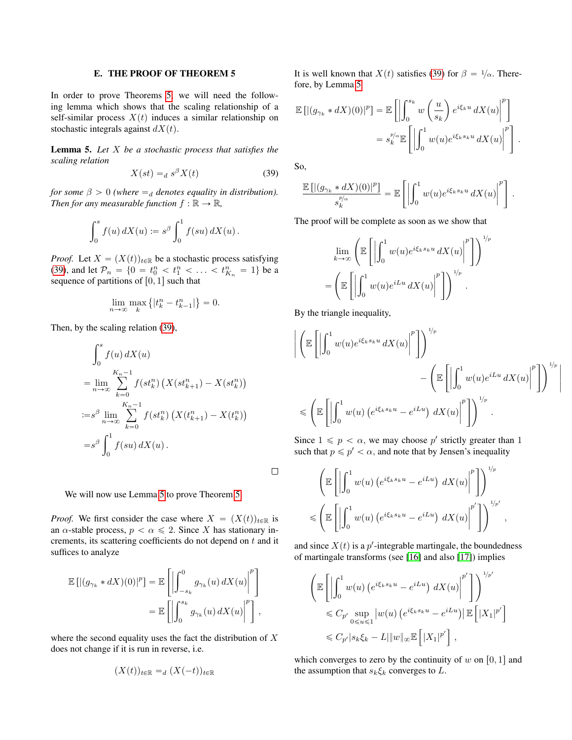## E. THE PROOF OF THEOREM 5

In order to prove Theorems 5, we will need the following lemma which shows that the scaling relationship of a self-similar process $X(t)$ induces a similar relationship on stochastic integrals against $dX(t)$.

**Lemma 5.** *Let $X$ be a stochastic process that satisfies the scaling relation*

$$X(st) =_d s^\beta X(t) \tag{39}$$

*for some $\beta > 0$ (where $=_d$ denotes equality in distribution). Then for any measurable function $f : \mathbb{R} \to \mathbb{R}$,*

$$\int_0^s f(u)\, dX(u) := s^\beta \int_0^1 f(su)\, dX(u)\,.$$

*Proof.* Let $X = (X(t))_{t\in\mathbb{R}}$ be a stochastic process satisfying (39), and let $\mathcal{P}_n = \{0 = t_0^n < t_1^n < \ldots < t_{K_n}^n = 1\}$ be a sequence of partitions of $[0,1]$ such that

$$\lim_{n\to\infty} \max_k \left\{|t_k^n - t_{k-1}^n|\right\} = 0.$$

Then, by the scaling relation (39),

$$\begin{aligned}
&\int_0^s f(u)\, dX(u) \\
&= \lim_{n\to\infty} \sum_{k=0}^{K_n-1} f(st_k^n)\left(X(st_{k+1}^n) - X(st_k^n)\right) \\
&:= s^\beta \lim_{n\to\infty} \sum_{k=0}^{K_n-1} f(st_k^n)\left(X(t_{k+1}^n) - X(t_k^n)\right) \\
&= s^\beta \int_0^1 f(su)\, dX(u)\,.
\end{aligned}$$

□

We will now use Lemma 5 to prove Theorem 5.

*Proof.* We first consider the case where $X = (X(t))_{t\in\mathbb{R}}$ is an $\alpha$-stable process, $p < \alpha \leqslant 2$. Since $X$ has stationary increments, its scattering coefficients do not depend on $t$ and it suffices to analyze

$$\begin{aligned}
\mathbb{E}\left[|(g_{\gamma_k} * dX)(0)|^p\right] &= \mathbb{E}\left[\left|\int_{-s_k}^0 g_{\gamma_k}(u)\, dX(u)\right|^p\right] \\
&= \mathbb{E}\left[\left|\int_0^{s_k} g_{\gamma_k}(u)\, dX(u)\right|^p\right],
\end{aligned}$$

where the second equality uses the fact the distribution of $X$ does not change if it is run in reverse, i.e.

$$(X(t))_{t\in\mathbb{R}} =_d (X(-t))_{t\in\mathbb{R}}$$

It is well known that $X(t)$ satisfies (39) for $\beta = 1/\alpha$. Therefore, by Lemma 5

$$\begin{aligned}
\mathbb{E}\left[|(g_{\gamma_k} * dX)(0)|^p\right] &= \mathbb{E}\left[\left|\int_0^{s_k} w\left(\frac{u}{s_k}\right) e^{i\xi_k u}\, dX(u)\right|^p\right] \\
&= s_k^{p/\alpha}\, \mathbb{E}\left[\left|\int_0^1 w(u) e^{i\xi_k s_k u}\, dX(u)\right|^p\right].
\end{aligned}$$

So,

$$\frac{\mathbb{E}\left[|(g_{\gamma_k} * dX)(0)|^p\right]}{s_k^{p/\alpha}} = \mathbb{E}\left[\left|\int_0^1 w(u) e^{i\xi_k s_k u}\, dX(u)\right|^p\right].$$

The proof will be complete as soon as we show that

$$\begin{aligned}
&\lim_{k\to\infty}\left(\mathbb{E}\left[\left|\int_0^1 w(u) e^{i\xi_k s_k u}\, dX(u)\right|^p\right]\right)^{1/p} \\
&= \left(\mathbb{E}\left[\left|\int_0^1 w(u) e^{iLu}\, dX(u)\right|^p\right]\right)^{1/p}.
\end{aligned}$$

By the triangle inequality,

$$\begin{aligned}
&\left|\left(\mathbb{E}\left[\left|\int_0^1 w(u) e^{i\xi_k s_k u}\, dX(u)\right|^p\right]\right)^{1/p} - \left(\mathbb{E}\left[\left|\int_0^1 w(u) e^{iLu}\, dX(u)\right|^p\right]\right)^{1/p}\right| \\
&\leqslant \left(\mathbb{E}\left[\left|\int_0^1 w(u)\left(e^{i\xi_k s_k u} - e^{iLu}\right)\, dX(u)\right|^p\right]\right)^{1/p}.
\end{aligned}$$

Since $1 \leqslant p < \alpha$, we may choose $p'$ strictly greater than 1 such that $p \leqslant p' < \alpha$, and note that by Jensen's inequality

$$\begin{aligned}
&\left(\mathbb{E}\left[\left|\int_0^1 w(u)\left(e^{i\xi_k s_k u} - e^{iLu}\right)\, dX(u)\right|^p\right]\right)^{1/p} \\
&\leqslant \left(\mathbb{E}\left[\left|\int_0^1 w(u)\left(e^{i\xi_k s_k u} - e^{iLu}\right)\, dX(u)\right|^{p'}\right]\right)^{1/p'},
\end{aligned}$$

and since $X(t)$ is a $p'$-integrable martingale, the boundedness of martingale transforms (see [16] and also [17]) implies

$$\begin{aligned}
&\left(\mathbb{E}\left[\left|\int_0^1 w(u)\left(e^{i\xi_k s_k u} - e^{iLu}\right)\, dX(u)\right|^{p'}\right]\right)^{1/p'} \\
&\leqslant C_{p'} \sup_{0\leqslant u\leqslant 1}\left|w(u)\left(e^{i\xi_k s_k u} - e^{iLu}\right)\right| \mathbb{E}\left[|X_1|^{p'}\right] \\
&\leqslant C_{p'} |s_k\xi_k - L| \|w\|_\infty \mathbb{E}\left[|X_1|^{p'}\right],
\end{aligned}$$

which converges to zero by the continuity of $w$ on $[0,1]$ and the assumption that $s_k\xi_k$ converges to $L$.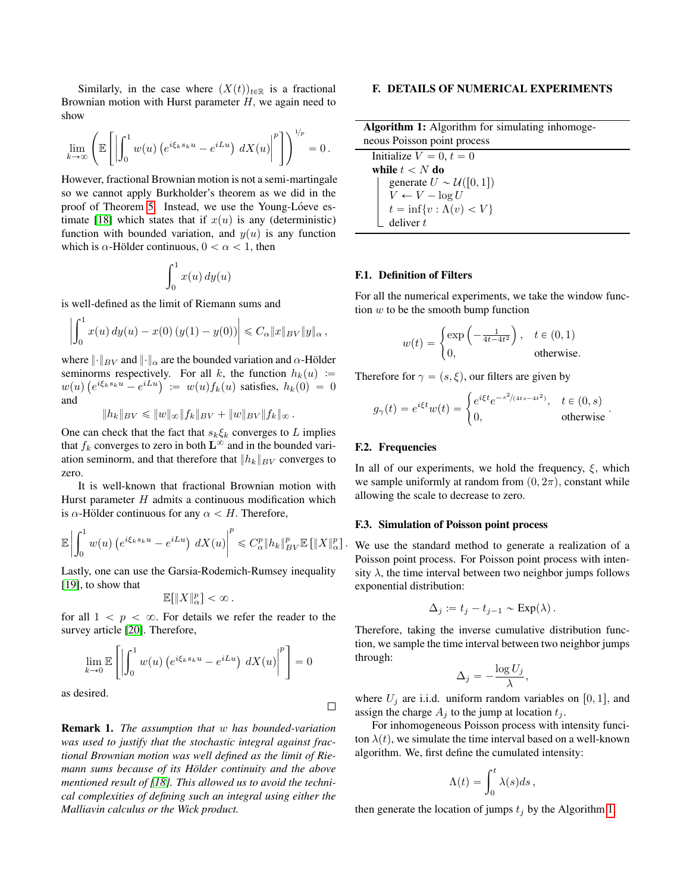Similarly, in the case where $(X(t))_{t\in\mathbb{R}}$ is a fractional Brownian motion with Hurst parameter $H$, we again need to show

$$\lim_{k\to\infty}\left(\mathbb{E}\left[\left|\int_0^1 w(u)\left(e^{i\xi_k s_k u}-e^{iLu}\right)\,dX(u)\right|^p\right]\right)^{1/p}=0\,.$$

However, fractional Brownian motion is not a semi-martingale so we cannot apply Burkholder's theorem as we did in the proof of Theorem 5. Instead, we use the Young-Lóeve estimate [18] which states that if $x(u)$ is any (deterministic) function with bounded variation, and $y(u)$ is any function which is $\alpha$-Hölder continuous, $0<\alpha<1$, then

$$\int_0^1 x(u)\,dy(u)$$

is well-defined as the limit of Riemann sums and

$$\left|\int_0^1 x(u)\,dy(u)-x(0)\,(y(1)-y(0))\right|\leqslant C_\alpha\|x\|_{BV}\|y\|_\alpha\,,$$

where $\|\cdot\|_{BV}$ and $\|\cdot\|_\alpha$ are the bounded variation and $\alpha$-Hölder seminorms respectively. For all $k$, the function $h_k(u):=w(u)\left(e^{i\xi_k s_k u}-e^{iLu}\right):=w(u)f_k(u)$ satisfies, $h_k(0)=0$ and

$$\|h_k\|_{BV}\leqslant\|w\|_\infty\|f_k\|_{BV}+\|w\|_{BV}\|f_k\|_\infty\,.$$

One can check that the fact that $s_k\xi_k$ converges to $L$ implies that $f_k$ converges to zero in both $\mathbf{L}^\infty$ and in the bounded variation seminorm, and that therefore that $\|h_k\|_{BV}$ converges to zero.

It is well-known that fractional Brownian motion with Hurst parameter $H$ admits a continuous modification which is $\alpha$-Hölder continuous for any $\alpha<H$. Therefore,

$$\mathbb{E}\left|\int_0^1 w(u)\left(e^{i\xi_k s_k u}-e^{iLu}\right)\,dX(u)\right|^p\leqslant C_\alpha^p\|h_k\|_{BV}^p\mathbb{E}\left[\|X\|_\alpha^p\right].$$

Lastly, one can use the Garsia-Rodemich-Rumsey inequality [19], to show that

$$\mathbb{E}[\|X\|_\alpha^p]<\infty\,.$$

for all $1<p<\infty$. For details we refer the reader to the survey article [20]. Therefore,

$$\lim_{k\to 0}\mathbb{E}\left[\left|\int_0^1 w(u)\left(e^{i\xi_k s_k u}-e^{iLu}\right)\,dX(u)\right|^p\right]=0$$

as desired.

∎

**Remark 1.** *The assumption that $w$ has bounded-variation was used to justify that the stochastic integral against fractional Brownian motion was well defined as the limit of Riemann sums because of its Hölder continuity and the above mentioned result of [18]. This allowed us to avoid the technical complexities of defining such an integral using either the Malliavin calculus or the Wick product.*

## F. DETAILS OF NUMERICAL EXPERIMENTS

**Algorithm 1:** Algorithm for simulating inhomogeneous Poisson point process

```
Initialize V = 0, t = 0
while t < N do
    generate U ~ U([0, 1])
    V ← V − log U
    t = inf{v : Λ(v) < V}
    deliver t
```

### F.1. Definition of Filters

For all the numerical experiments, we take the window function $w$ to be the smooth bump function

$$w(t)=\begin{cases}\exp\left(-\frac{1}{4t-4t^2}\right), & t\in(0,1)\\ 0, & \text{otherwise.}\end{cases}$$

Therefore for $\gamma=(s,\xi)$, our filters are given by

$$g_\gamma(t)=e^{i\xi t}w(t)=\begin{cases}e^{i\xi t}e^{-s^2/(4ts-4t^2)}, & t\in(0,s)\\ 0, & \text{otherwise}\end{cases}.$$

### F.2. Frequencies

In all of our experiments, we hold the frequency, $\xi$, which we sample uniformly at random from $(0,2\pi)$, constant while allowing the scale to decrease to zero.

### F.3. Simulation of Poisson point process

We use the standard method to generate a realization of a Poisson point process. For Poisson point process with intensity $\lambda$, the time interval between two neighbor jumps follows exponential distribution:

$$\Delta_j:=t_j-t_{j-1}\sim\text{Exp}(\lambda)\,.$$

Therefore, taking the inverse cumulative distribution function, we sample the time interval between two neighbor jumps through:

$$\Delta_j=-\frac{\log U_j}{\lambda},$$

where $U_j$ are i.i.d. uniform random variables on $[0,1]$, and assign the charge $A_j$ to the jump at location $t_j$.

For inhomogeneous Poisson process with intensity funciton $\lambda(t)$, we simulate the time interval based on a well-known algorithm. We, first define the cumulated intensity:

$$\Lambda(t)=\int_0^t\lambda(s)ds\,,$$

then generate the location of jumps $t_j$ by the Algorithm 1.